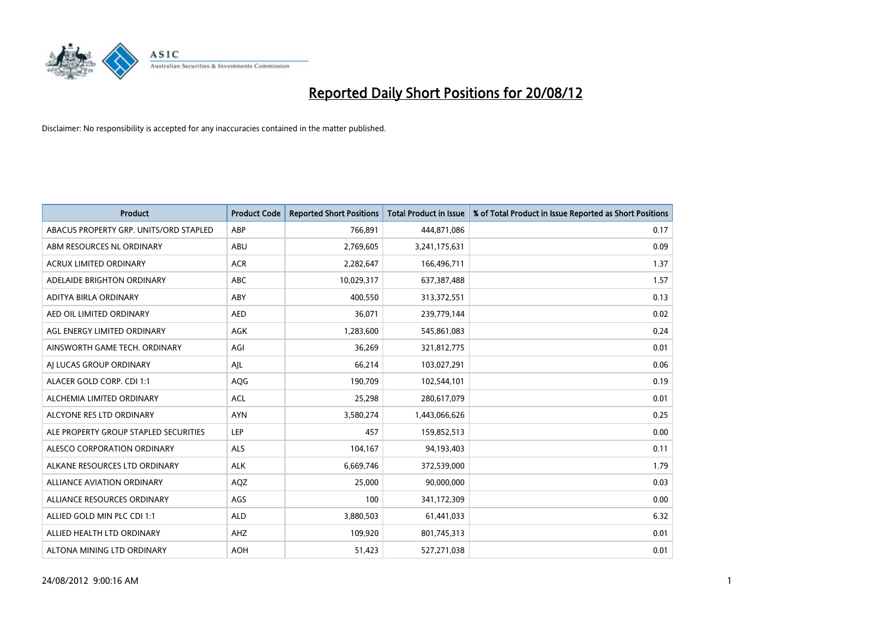# Reported Daily Short Positions for 20/08/12

Disclaimer: No responsibility is accepted for any inaccuracies contained in the matter published.

| Product | Product Code | Reported Short Positions | Total Product in Issue | % of Total Product in Issue Reported as Short Positions |
|---|---|---|---|---|
| ABACUS PROPERTY GRP. UNITS/ORD STAPLED | ABP | 766,891 | 444,871,086 | 0.17 |
| ABM RESOURCES NL ORDINARY | ABU | 2,769,605 | 3,241,175,631 | 0.09 |
| ACRUX LIMITED ORDINARY | ACR | 2,282,647 | 166,496,711 | 1.37 |
| ADELAIDE BRIGHTON ORDINARY | ABC | 10,029,317 | 637,387,488 | 1.57 |
| ADITYA BIRLA ORDINARY | ABY | 400,550 | 313,372,551 | 0.13 |
| AED OIL LIMITED ORDINARY | AED | 36,071 | 239,779,144 | 0.02 |
| AGL ENERGY LIMITED ORDINARY | AGK | 1,283,600 | 545,861,083 | 0.24 |
| AINSWORTH GAME TECH. ORDINARY | AGI | 36,269 | 321,812,775 | 0.01 |
| AJ LUCAS GROUP ORDINARY | AJL | 66,214 | 103,027,291 | 0.06 |
| ALACER GOLD CORP. CDI 1:1 | AQG | 190,709 | 102,544,101 | 0.19 |
| ALCHEMIA LIMITED ORDINARY | ACL | 25,298 | 280,617,079 | 0.01 |
| ALCYONE RES LTD ORDINARY | AYN | 3,580,274 | 1,443,066,626 | 0.25 |
| ALE PROPERTY GROUP STAPLED SECURITIES | LEP | 457 | 159,852,513 | 0.00 |
| ALESCO CORPORATION ORDINARY | ALS | 104,167 | 94,193,403 | 0.11 |
| ALKANE RESOURCES LTD ORDINARY | ALK | 6,669,746 | 372,539,000 | 1.79 |
| ALLIANCE AVIATION ORDINARY | AQZ | 25,000 | 90,000,000 | 0.03 |
| ALLIANCE RESOURCES ORDINARY | AGS | 100 | 341,172,309 | 0.00 |
| ALLIED GOLD MIN PLC CDI 1:1 | ALD | 3,880,503 | 61,441,033 | 6.32 |
| ALLIED HEALTH LTD ORDINARY | AHZ | 109,920 | 801,745,313 | 0.01 |
| ALTONA MINING LTD ORDINARY | AOH | 51,423 | 527,271,038 | 0.01 |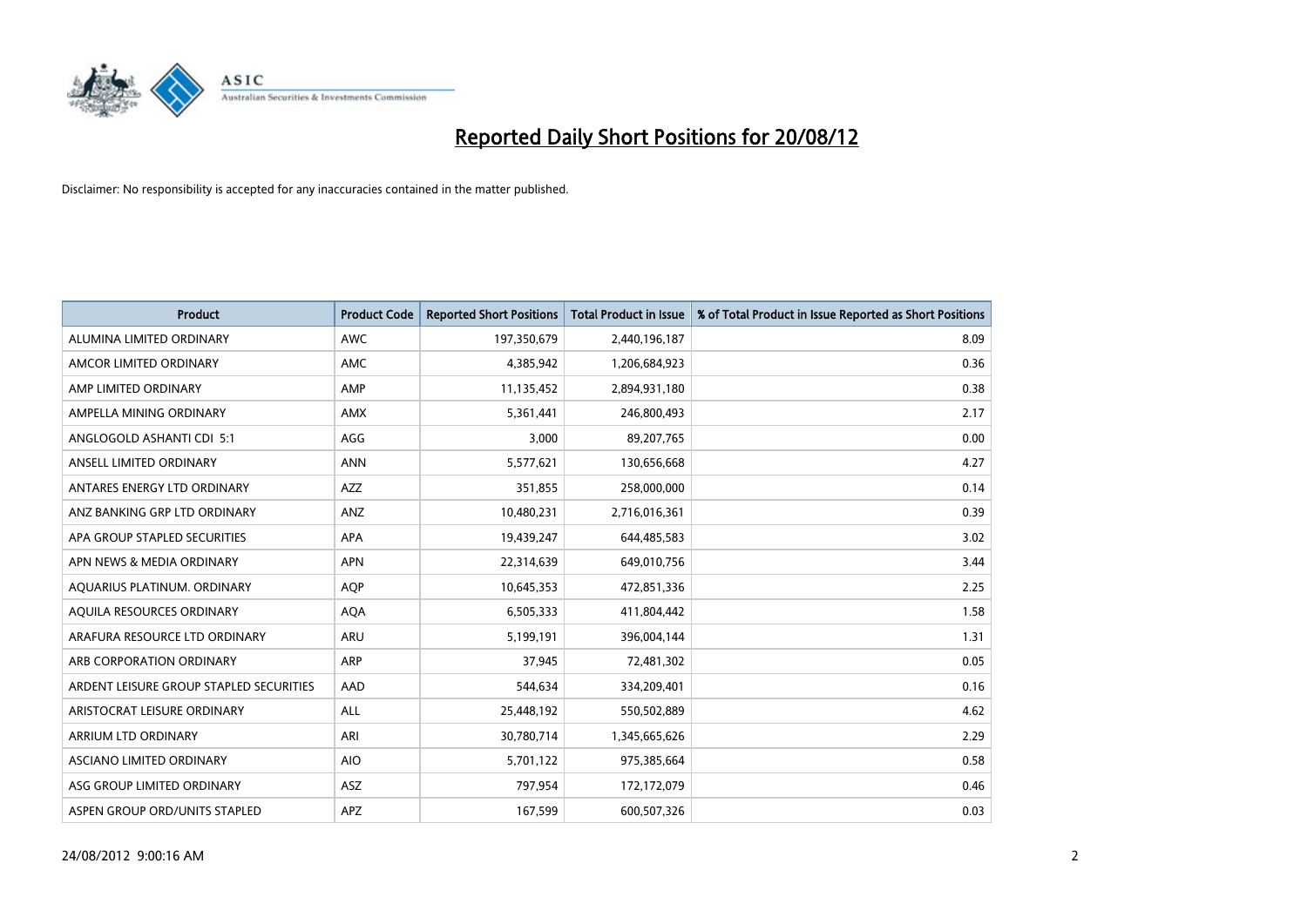# Reported Daily Short Positions for 20/08/12

Disclaimer: No responsibility is accepted for any inaccuracies contained in the matter published.

| Product | Product Code | Reported Short Positions | Total Product in Issue | % of Total Product in Issue Reported as Short Positions |
|---|---|---|---|---|
| ALUMINA LIMITED ORDINARY | AWC | 197,350,679 | 2,440,196,187 | 8.09 |
| AMCOR LIMITED ORDINARY | AMC | 4,385,942 | 1,206,684,923 | 0.36 |
| AMP LIMITED ORDINARY | AMP | 11,135,452 | 2,894,931,180 | 0.38 |
| AMPELLA MINING ORDINARY | AMX | 5,361,441 | 246,800,493 | 2.17 |
| ANGLOGOLD ASHANTI CDI 5:1 | AGG | 3,000 | 89,207,765 | 0.00 |
| ANSELL LIMITED ORDINARY | ANN | 5,577,621 | 130,656,668 | 4.27 |
| ANTARES ENERGY LTD ORDINARY | AZZ | 351,855 | 258,000,000 | 0.14 |
| ANZ BANKING GRP LTD ORDINARY | ANZ | 10,480,231 | 2,716,016,361 | 0.39 |
| APA GROUP STAPLED SECURITIES | APA | 19,439,247 | 644,485,583 | 3.02 |
| APN NEWS & MEDIA ORDINARY | APN | 22,314,639 | 649,010,756 | 3.44 |
| AQUARIUS PLATINUM. ORDINARY | AQP | 10,645,353 | 472,851,336 | 2.25 |
| AQUILA RESOURCES ORDINARY | AQA | 6,505,333 | 411,804,442 | 1.58 |
| ARAFURA RESOURCE LTD ORDINARY | ARU | 5,199,191 | 396,004,144 | 1.31 |
| ARB CORPORATION ORDINARY | ARP | 37,945 | 72,481,302 | 0.05 |
| ARDENT LEISURE GROUP STAPLED SECURITIES | AAD | 544,634 | 334,209,401 | 0.16 |
| ARISTOCRAT LEISURE ORDINARY | ALL | 25,448,192 | 550,502,889 | 4.62 |
| ARRIUM LTD ORDINARY | ARI | 30,780,714 | 1,345,665,626 | 2.29 |
| ASCIANO LIMITED ORDINARY | AIO | 5,701,122 | 975,385,664 | 0.58 |
| ASG GROUP LIMITED ORDINARY | ASZ | 797,954 | 172,172,079 | 0.46 |
| ASPEN GROUP ORD/UNITS STAPLED | APZ | 167,599 | 600,507,326 | 0.03 |

24/08/2012 9:00:16 AM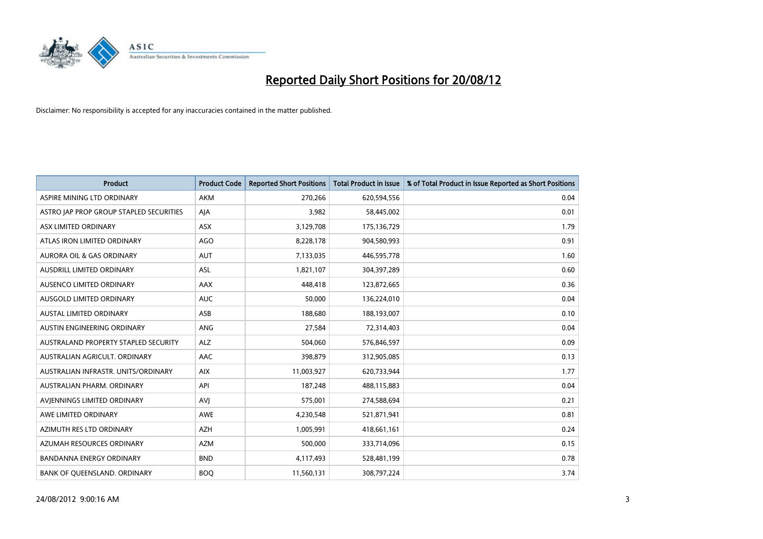# Reported Daily Short Positions for 20/08/12

Disclaimer: No responsibility is accepted for any inaccuracies contained in the matter published.

| Product | Product Code | Reported Short Positions | Total Product in Issue | % of Total Product in Issue Reported as Short Positions |
|---|---|---|---|---|
| ASPIRE MINING LTD ORDINARY | AKM | 270,266 | 620,594,556 | 0.04 |
| ASTRO JAP PROP GROUP STAPLED SECURITIES | AJA | 3,982 | 58,445,002 | 0.01 |
| ASX LIMITED ORDINARY | ASX | 3,129,708 | 175,136,729 | 1.79 |
| ATLAS IRON LIMITED ORDINARY | AGO | 8,228,178 | 904,580,993 | 0.91 |
| AURORA OIL & GAS ORDINARY | AUT | 7,133,035 | 446,595,778 | 1.60 |
| AUSDRILL LIMITED ORDINARY | ASL | 1,821,107 | 304,397,289 | 0.60 |
| AUSENCO LIMITED ORDINARY | AAX | 448,418 | 123,872,665 | 0.36 |
| AUSGOLD LIMITED ORDINARY | AUC | 50,000 | 136,224,010 | 0.04 |
| AUSTAL LIMITED ORDINARY | ASB | 188,680 | 188,193,007 | 0.10 |
| AUSTIN ENGINEERING ORDINARY | ANG | 27,584 | 72,314,403 | 0.04 |
| AUSTRALAND PROPERTY STAPLED SECURITY | ALZ | 504,060 | 576,846,597 | 0.09 |
| AUSTRALIAN AGRICULT. ORDINARY | AAC | 398,879 | 312,905,085 | 0.13 |
| AUSTRALIAN INFRASTR. UNITS/ORDINARY | AIX | 11,003,927 | 620,733,944 | 1.77 |
| AUSTRALIAN PHARM. ORDINARY | API | 187,248 | 488,115,883 | 0.04 |
| AVJENNINGS LIMITED ORDINARY | AVJ | 575,001 | 274,588,694 | 0.21 |
| AWE LIMITED ORDINARY | AWE | 4,230,548 | 521,871,941 | 0.81 |
| AZIMUTH RES LTD ORDINARY | AZH | 1,005,991 | 418,661,161 | 0.24 |
| AZUMAH RESOURCES ORDINARY | AZM | 500,000 | 333,714,096 | 0.15 |
| BANDANNA ENERGY ORDINARY | BND | 4,117,493 | 528,481,199 | 0.78 |
| BANK OF QUEENSLAND. ORDINARY | BOQ | 11,560,131 | 308,797,224 | 3.74 |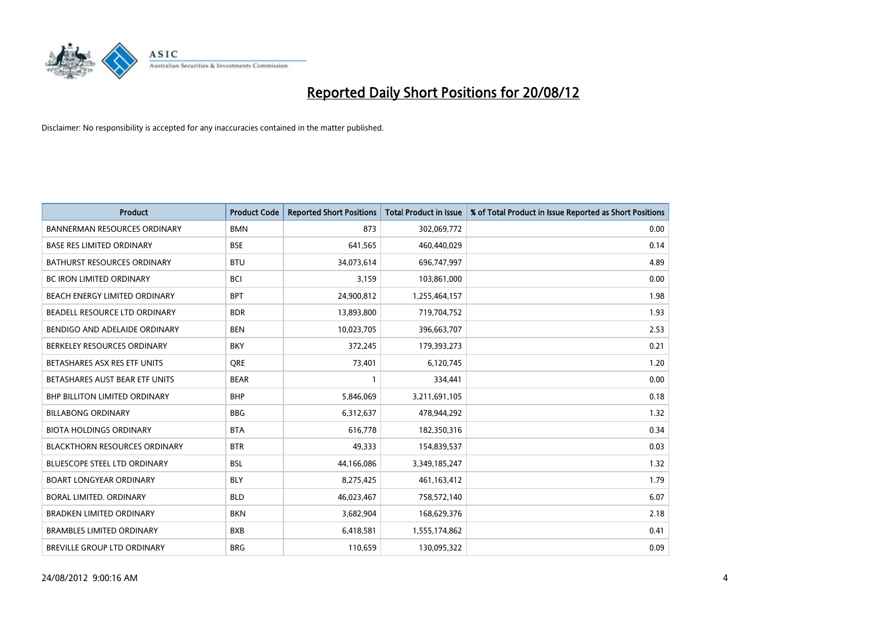# Reported Daily Short Positions for 20/08/12

Disclaimer: No responsibility is accepted for any inaccuracies contained in the matter published.

| Product | Product Code | Reported Short Positions | Total Product in Issue | % of Total Product in Issue Reported as Short Positions |
|---|---|---|---|---|
| BANNERMAN RESOURCES ORDINARY | BMN | 873 | 302,069,772 | 0.00 |
| BASE RES LIMITED ORDINARY | BSE | 641,565 | 460,440,029 | 0.14 |
| BATHURST RESOURCES ORDINARY | BTU | 34,073,614 | 696,747,997 | 4.89 |
| BC IRON LIMITED ORDINARY | BCI | 3,159 | 103,861,000 | 0.00 |
| BEACH ENERGY LIMITED ORDINARY | BPT | 24,900,812 | 1,255,464,157 | 1.98 |
| BEADELL RESOURCE LTD ORDINARY | BDR | 13,893,800 | 719,704,752 | 1.93 |
| BENDIGO AND ADELAIDE ORDINARY | BEN | 10,023,705 | 396,663,707 | 2.53 |
| BERKELEY RESOURCES ORDINARY | BKY | 372,245 | 179,393,273 | 0.21 |
| BETASHARES ASX RES ETF UNITS | QRE | 73,401 | 6,120,745 | 1.20 |
| BETASHARES AUST BEAR ETF UNITS | BEAR | 1 | 334,441 | 0.00 |
| BHP BILLITON LIMITED ORDINARY | BHP | 5,846,069 | 3,211,691,105 | 0.18 |
| BILLABONG ORDINARY | BBG | 6,312,637 | 478,944,292 | 1.32 |
| BIOTA HOLDINGS ORDINARY | BTA | 616,778 | 182,350,316 | 0.34 |
| BLACKTHORN RESOURCES ORDINARY | BTR | 49,333 | 154,839,537 | 0.03 |
| BLUESCOPE STEEL LTD ORDINARY | BSL | 44,166,086 | 3,349,185,247 | 1.32 |
| BOART LONGYEAR ORDINARY | BLY | 8,275,425 | 461,163,412 | 1.79 |
| BORAL LIMITED. ORDINARY | BLD | 46,023,467 | 758,572,140 | 6.07 |
| BRADKEN LIMITED ORDINARY | BKN | 3,682,904 | 168,629,376 | 2.18 |
| BRAMBLES LIMITED ORDINARY | BXB | 6,418,581 | 1,555,174,862 | 0.41 |
| BREVILLE GROUP LTD ORDINARY | BRG | 110,659 | 130,095,322 | 0.09 |

24/08/2012 9:00:16 AM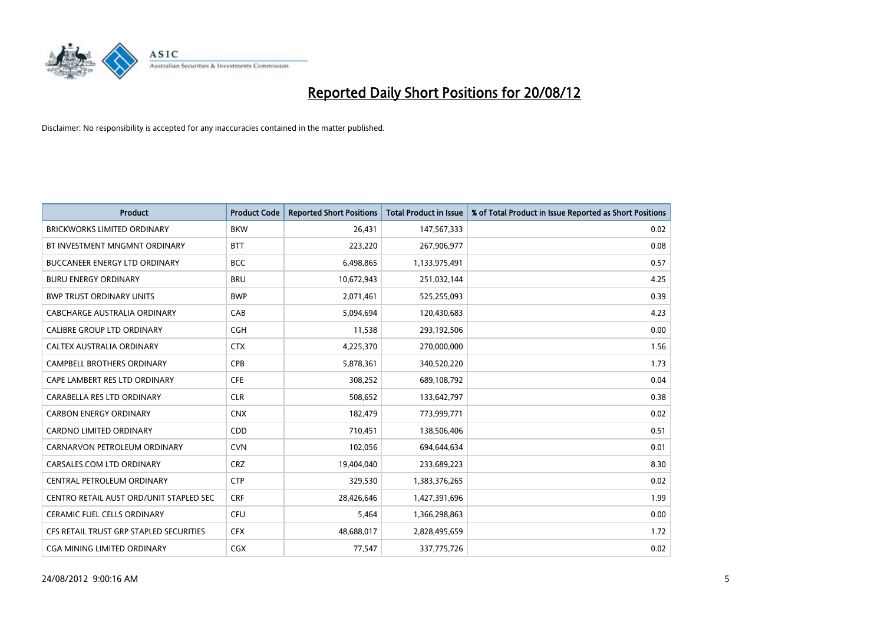# Reported Daily Short Positions for 20/08/12

Disclaimer: No responsibility is accepted for any inaccuracies contained in the matter published.

| Product | Product Code | Reported Short Positions | Total Product in Issue | % of Total Product in Issue Reported as Short Positions |
|---|---|---|---|---|
| BRICKWORKS LIMITED ORDINARY | BKW | 26,431 | 147,567,333 | 0.02 |
| BT INVESTMENT MNGMNT ORDINARY | BTT | 223,220 | 267,906,977 | 0.08 |
| BUCCANEER ENERGY LTD ORDINARY | BCC | 6,498,865 | 1,133,975,491 | 0.57 |
| BURU ENERGY ORDINARY | BRU | 10,672,943 | 251,032,144 | 4.25 |
| BWP TRUST ORDINARY UNITS | BWP | 2,071,461 | 525,255,093 | 0.39 |
| CABCHARGE AUSTRALIA ORDINARY | CAB | 5,094,694 | 120,430,683 | 4.23 |
| CALIBRE GROUP LTD ORDINARY | CGH | 11,538 | 293,192,506 | 0.00 |
| CALTEX AUSTRALIA ORDINARY | CTX | 4,225,370 | 270,000,000 | 1.56 |
| CAMPBELL BROTHERS ORDINARY | CPB | 5,878,361 | 340,520,220 | 1.73 |
| CAPE LAMBERT RES LTD ORDINARY | CFE | 308,252 | 689,108,792 | 0.04 |
| CARABELLA RES LTD ORDINARY | CLR | 508,652 | 133,642,797 | 0.38 |
| CARBON ENERGY ORDINARY | CNX | 182,479 | 773,999,771 | 0.02 |
| CARDNO LIMITED ORDINARY | CDD | 710,451 | 138,506,406 | 0.51 |
| CARNARVON PETROLEUM ORDINARY | CVN | 102,056 | 694,644,634 | 0.01 |
| CARSALES.COM LTD ORDINARY | CRZ | 19,404,040 | 233,689,223 | 8.30 |
| CENTRAL PETROLEUM ORDINARY | CTP | 329,530 | 1,383,376,265 | 0.02 |
| CENTRO RETAIL AUST ORD/UNIT STAPLED SEC | CRF | 28,426,646 | 1,427,391,696 | 1.99 |
| CERAMIC FUEL CELLS ORDINARY | CFU | 5,464 | 1,366,298,863 | 0.00 |
| CFS RETAIL TRUST GRP STAPLED SECURITIES | CFX | 48,688,017 | 2,828,495,659 | 1.72 |
| CGA MINING LIMITED ORDINARY | CGX | 77,547 | 337,775,726 | 0.02 |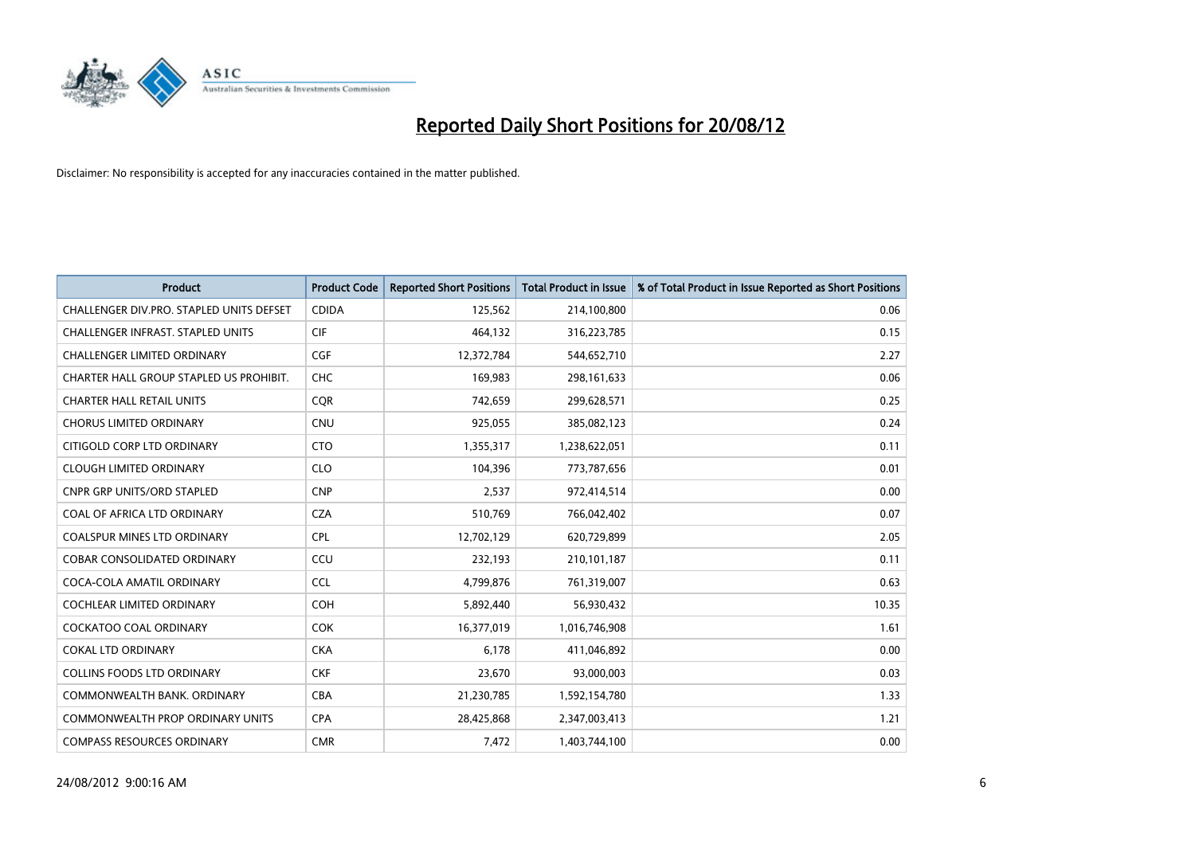# Reported Daily Short Positions for 20/08/12

Disclaimer: No responsibility is accepted for any inaccuracies contained in the matter published.

| Product | Product Code | Reported Short Positions | Total Product in Issue | % of Total Product in Issue Reported as Short Positions |
|---|---|---|---|---|
| CHALLENGER DIV.PRO. STAPLED UNITS DEFSET | CDIDA | 125,562 | 214,100,800 | 0.06 |
| CHALLENGER INFRAST. STAPLED UNITS | CIF | 464,132 | 316,223,785 | 0.15 |
| CHALLENGER LIMITED ORDINARY | CGF | 12,372,784 | 544,652,710 | 2.27 |
| CHARTER HALL GROUP STAPLED US PROHIBIT. | CHC | 169,983 | 298,161,633 | 0.06 |
| CHARTER HALL RETAIL UNITS | CQR | 742,659 | 299,628,571 | 0.25 |
| CHORUS LIMITED ORDINARY | CNU | 925,055 | 385,082,123 | 0.24 |
| CITIGOLD CORP LTD ORDINARY | CTO | 1,355,317 | 1,238,622,051 | 0.11 |
| CLOUGH LIMITED ORDINARY | CLO | 104,396 | 773,787,656 | 0.01 |
| CNPR GRP UNITS/ORD STAPLED | CNP | 2,537 | 972,414,514 | 0.00 |
| COAL OF AFRICA LTD ORDINARY | CZA | 510,769 | 766,042,402 | 0.07 |
| COALSPUR MINES LTD ORDINARY | CPL | 12,702,129 | 620,729,899 | 2.05 |
| COBAR CONSOLIDATED ORDINARY | CCU | 232,193 | 210,101,187 | 0.11 |
| COCA-COLA AMATIL ORDINARY | CCL | 4,799,876 | 761,319,007 | 0.63 |
| COCHLEAR LIMITED ORDINARY | COH | 5,892,440 | 56,930,432 | 10.35 |
| COCKATOO COAL ORDINARY | COK | 16,377,019 | 1,016,746,908 | 1.61 |
| COKAL LTD ORDINARY | CKA | 6,178 | 411,046,892 | 0.00 |
| COLLINS FOODS LTD ORDINARY | CKF | 23,670 | 93,000,003 | 0.03 |
| COMMONWEALTH BANK. ORDINARY | CBA | 21,230,785 | 1,592,154,780 | 1.33 |
| COMMONWEALTH PROP ORDINARY UNITS | CPA | 28,425,868 | 2,347,003,413 | 1.21 |
| COMPASS RESOURCES ORDINARY | CMR | 7,472 | 1,403,744,100 | 0.00 |

24/08/2012 9:00:16 AM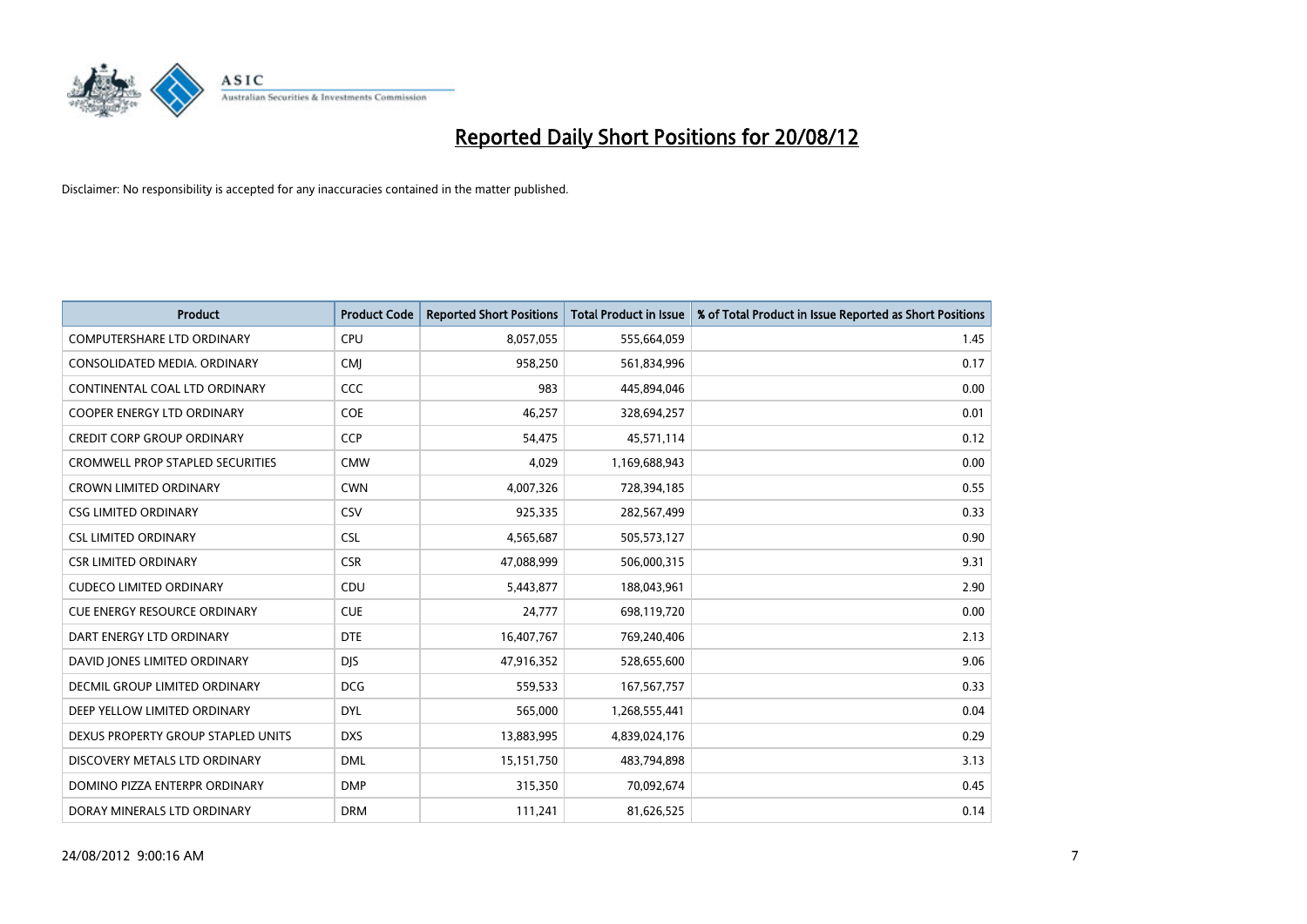# Reported Daily Short Positions for 20/08/12

Disclaimer: No responsibility is accepted for any inaccuracies contained in the matter published.

| Product | Product Code | Reported Short Positions | Total Product in Issue | % of Total Product in Issue Reported as Short Positions |
|---|---|---|---|---|
| COMPUTERSHARE LTD ORDINARY | CPU | 8,057,055 | 555,664,059 | 1.45 |
| CONSOLIDATED MEDIA. ORDINARY | CMJ | 958,250 | 561,834,996 | 0.17 |
| CONTINENTAL COAL LTD ORDINARY | CCC | 983 | 445,894,046 | 0.00 |
| COOPER ENERGY LTD ORDINARY | COE | 46,257 | 328,694,257 | 0.01 |
| CREDIT CORP GROUP ORDINARY | CCP | 54,475 | 45,571,114 | 0.12 |
| CROMWELL PROP STAPLED SECURITIES | CMW | 4,029 | 1,169,688,943 | 0.00 |
| CROWN LIMITED ORDINARY | CWN | 4,007,326 | 728,394,185 | 0.55 |
| CSG LIMITED ORDINARY | CSV | 925,335 | 282,567,499 | 0.33 |
| CSL LIMITED ORDINARY | CSL | 4,565,687 | 505,573,127 | 0.90 |
| CSR LIMITED ORDINARY | CSR | 47,088,999 | 506,000,315 | 9.31 |
| CUDECO LIMITED ORDINARY | CDU | 5,443,877 | 188,043,961 | 2.90 |
| CUE ENERGY RESOURCE ORDINARY | CUE | 24,777 | 698,119,720 | 0.00 |
| DART ENERGY LTD ORDINARY | DTE | 16,407,767 | 769,240,406 | 2.13 |
| DAVID JONES LIMITED ORDINARY | DJS | 47,916,352 | 528,655,600 | 9.06 |
| DECMIL GROUP LIMITED ORDINARY | DCG | 559,533 | 167,567,757 | 0.33 |
| DEEP YELLOW LIMITED ORDINARY | DYL | 565,000 | 1,268,555,441 | 0.04 |
| DEXUS PROPERTY GROUP STAPLED UNITS | DXS | 13,883,995 | 4,839,024,176 | 0.29 |
| DISCOVERY METALS LTD ORDINARY | DML | 15,151,750 | 483,794,898 | 3.13 |
| DOMINO PIZZA ENTERPR ORDINARY | DMP | 315,350 | 70,092,674 | 0.45 |
| DORAY MINERALS LTD ORDINARY | DRM | 111,241 | 81,626,525 | 0.14 |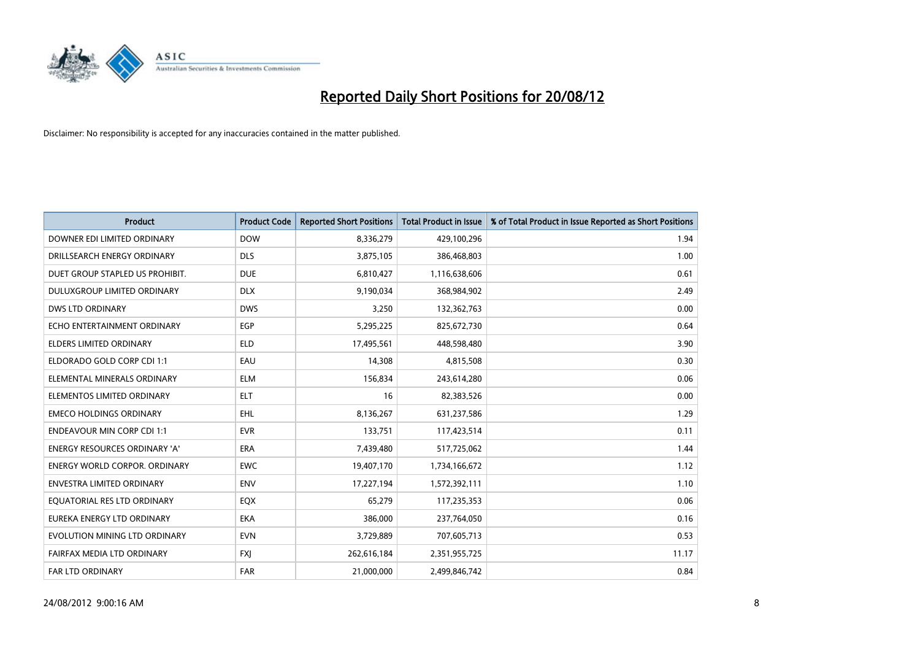# Reported Daily Short Positions for 20/08/12

Disclaimer: No responsibility is accepted for any inaccuracies contained in the matter published.

| Product | Product Code | Reported Short Positions | Total Product in Issue | % of Total Product in Issue Reported as Short Positions |
|---|---|---|---|---|
| DOWNER EDI LIMITED ORDINARY | DOW | 8,336,279 | 429,100,296 | 1.94 |
| DRILLSEARCH ENERGY ORDINARY | DLS | 3,875,105 | 386,468,803 | 1.00 |
| DUET GROUP STAPLED US PROHIBIT. | DUE | 6,810,427 | 1,116,638,606 | 0.61 |
| DULUXGROUP LIMITED ORDINARY | DLX | 9,190,034 | 368,984,902 | 2.49 |
| DWS LTD ORDINARY | DWS | 3,250 | 132,362,763 | 0.00 |
| ECHO ENTERTAINMENT ORDINARY | EGP | 5,295,225 | 825,672,730 | 0.64 |
| ELDERS LIMITED ORDINARY | ELD | 17,495,561 | 448,598,480 | 3.90 |
| ELDORADO GOLD CORP CDI 1:1 | EAU | 14,308 | 4,815,508 | 0.30 |
| ELEMENTAL MINERALS ORDINARY | ELM | 156,834 | 243,614,280 | 0.06 |
| ELEMENTOS LIMITED ORDINARY | ELT | 16 | 82,383,526 | 0.00 |
| EMECO HOLDINGS ORDINARY | EHL | 8,136,267 | 631,237,586 | 1.29 |
| ENDEAVOUR MIN CORP CDI 1:1 | EVR | 133,751 | 117,423,514 | 0.11 |
| ENERGY RESOURCES ORDINARY 'A' | ERA | 7,439,480 | 517,725,062 | 1.44 |
| ENERGY WORLD CORPOR. ORDINARY | EWC | 19,407,170 | 1,734,166,672 | 1.12 |
| ENVESTRA LIMITED ORDINARY | ENV | 17,227,194 | 1,572,392,111 | 1.10 |
| EQUATORIAL RES LTD ORDINARY | EQX | 65,279 | 117,235,353 | 0.06 |
| EUREKA ENERGY LTD ORDINARY | EKA | 386,000 | 237,764,050 | 0.16 |
| EVOLUTION MINING LTD ORDINARY | EVN | 3,729,889 | 707,605,713 | 0.53 |
| FAIRFAX MEDIA LTD ORDINARY | FXJ | 262,616,184 | 2,351,955,725 | 11.17 |
| FAR LTD ORDINARY | FAR | 21,000,000 | 2,499,846,742 | 0.84 |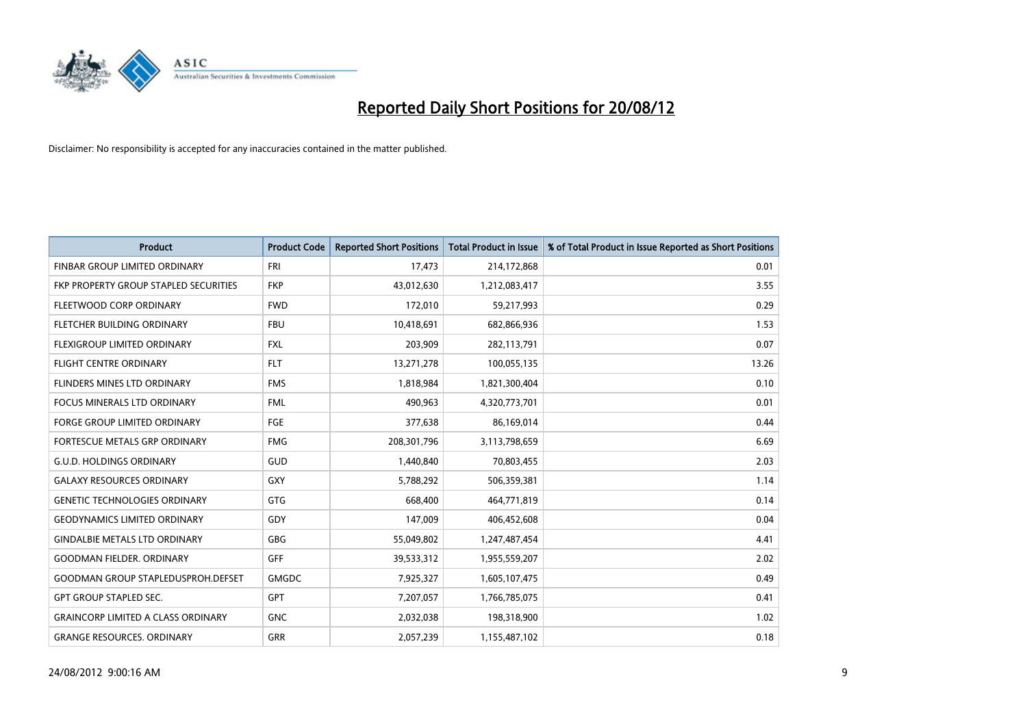# Reported Daily Short Positions for 20/08/12

Disclaimer: No responsibility is accepted for any inaccuracies contained in the matter published.

| Product | Product Code | Reported Short Positions | Total Product in Issue | % of Total Product in Issue Reported as Short Positions |
|---|---|---|---|---|
| FINBAR GROUP LIMITED ORDINARY | FRI | 17,473 | 214,172,868 | 0.01 |
| FKP PROPERTY GROUP STAPLED SECURITIES | FKP | 43,012,630 | 1,212,083,417 | 3.55 |
| FLEETWOOD CORP ORDINARY | FWD | 172,010 | 59,217,993 | 0.29 |
| FLETCHER BUILDING ORDINARY | FBU | 10,418,691 | 682,866,936 | 1.53 |
| FLEXIGROUP LIMITED ORDINARY | FXL | 203,909 | 282,113,791 | 0.07 |
| FLIGHT CENTRE ORDINARY | FLT | 13,271,278 | 100,055,135 | 13.26 |
| FLINDERS MINES LTD ORDINARY | FMS | 1,818,984 | 1,821,300,404 | 0.10 |
| FOCUS MINERALS LTD ORDINARY | FML | 490,963 | 4,320,773,701 | 0.01 |
| FORGE GROUP LIMITED ORDINARY | FGE | 377,638 | 86,169,014 | 0.44 |
| FORTESCUE METALS GRP ORDINARY | FMG | 208,301,796 | 3,113,798,659 | 6.69 |
| G.U.D. HOLDINGS ORDINARY | GUD | 1,440,840 | 70,803,455 | 2.03 |
| GALAXY RESOURCES ORDINARY | GXY | 5,788,292 | 506,359,381 | 1.14 |
| GENETIC TECHNOLOGIES ORDINARY | GTG | 668,400 | 464,771,819 | 0.14 |
| GEODYNAMICS LIMITED ORDINARY | GDY | 147,009 | 406,452,608 | 0.04 |
| GINDALBIE METALS LTD ORDINARY | GBG | 55,049,802 | 1,247,487,454 | 4.41 |
| GOODMAN FIELDER. ORDINARY | GFF | 39,533,312 | 1,955,559,207 | 2.02 |
| GOODMAN GROUP STAPLEDUSPROH.DEFSET | GMGDC | 7,925,327 | 1,605,107,475 | 0.49 |
| GPT GROUP STAPLED SEC. | GPT | 7,207,057 | 1,766,785,075 | 0.41 |
| GRAINCORP LIMITED A CLASS ORDINARY | GNC | 2,032,038 | 198,318,900 | 1.02 |
| GRANGE RESOURCES. ORDINARY | GRR | 2,057,239 | 1,155,487,102 | 0.18 |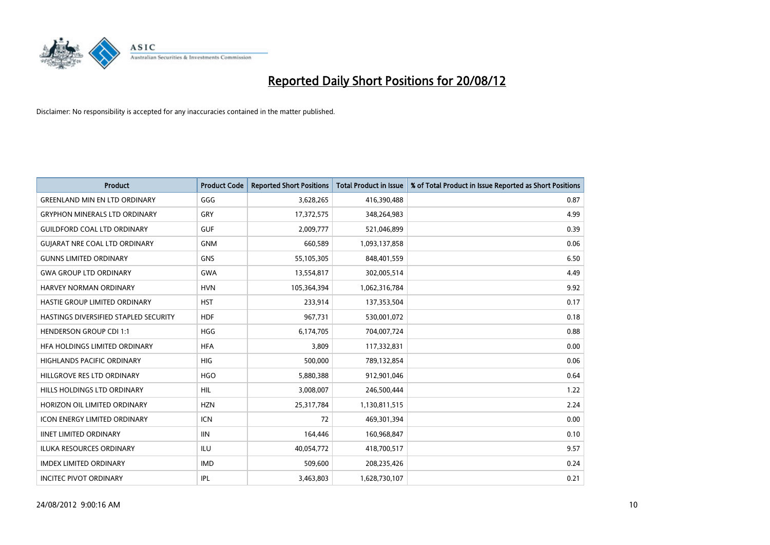# Reported Daily Short Positions for 20/08/12

Disclaimer: No responsibility is accepted for any inaccuracies contained in the matter published.

| Product | Product Code | Reported Short Positions | Total Product in Issue | % of Total Product in Issue Reported as Short Positions |
|---|---|---|---|---|
| GREENLAND MIN EN LTD ORDINARY | GGG | 3,628,265 | 416,390,488 | 0.87 |
| GRYPHON MINERALS LTD ORDINARY | GRY | 17,372,575 | 348,264,983 | 4.99 |
| GUILDFORD COAL LTD ORDINARY | GUF | 2,009,777 | 521,046,899 | 0.39 |
| GUJARAT NRE COAL LTD ORDINARY | GNM | 660,589 | 1,093,137,858 | 0.06 |
| GUNNS LIMITED ORDINARY | GNS | 55,105,305 | 848,401,559 | 6.50 |
| GWA GROUP LTD ORDINARY | GWA | 13,554,817 | 302,005,514 | 4.49 |
| HARVEY NORMAN ORDINARY | HVN | 105,364,394 | 1,062,316,784 | 9.92 |
| HASTIE GROUP LIMITED ORDINARY | HST | 233,914 | 137,353,504 | 0.17 |
| HASTINGS DIVERSIFIED STAPLED SECURITY | HDF | 967,731 | 530,001,072 | 0.18 |
| HENDERSON GROUP CDI 1:1 | HGG | 6,174,705 | 704,007,724 | 0.88 |
| HFA HOLDINGS LIMITED ORDINARY | HFA | 3,809 | 117,332,831 | 0.00 |
| HIGHLANDS PACIFIC ORDINARY | HIG | 500,000 | 789,132,854 | 0.06 |
| HILLGROVE RES LTD ORDINARY | HGO | 5,880,388 | 912,901,046 | 0.64 |
| HILLS HOLDINGS LTD ORDINARY | HIL | 3,008,007 | 246,500,444 | 1.22 |
| HORIZON OIL LIMITED ORDINARY | HZN | 25,317,784 | 1,130,811,515 | 2.24 |
| ICON ENERGY LIMITED ORDINARY | ICN | 72 | 469,301,394 | 0.00 |
| IINET LIMITED ORDINARY | IIN | 164,446 | 160,968,847 | 0.10 |
| ILUKA RESOURCES ORDINARY | ILU | 40,054,772 | 418,700,517 | 9.57 |
| IMDEX LIMITED ORDINARY | IMD | 509,600 | 208,235,426 | 0.24 |
| INCITEC PIVOT ORDINARY | IPL | 3,463,803 | 1,628,730,107 | 0.21 |

24/08/2012 9:00:16 AM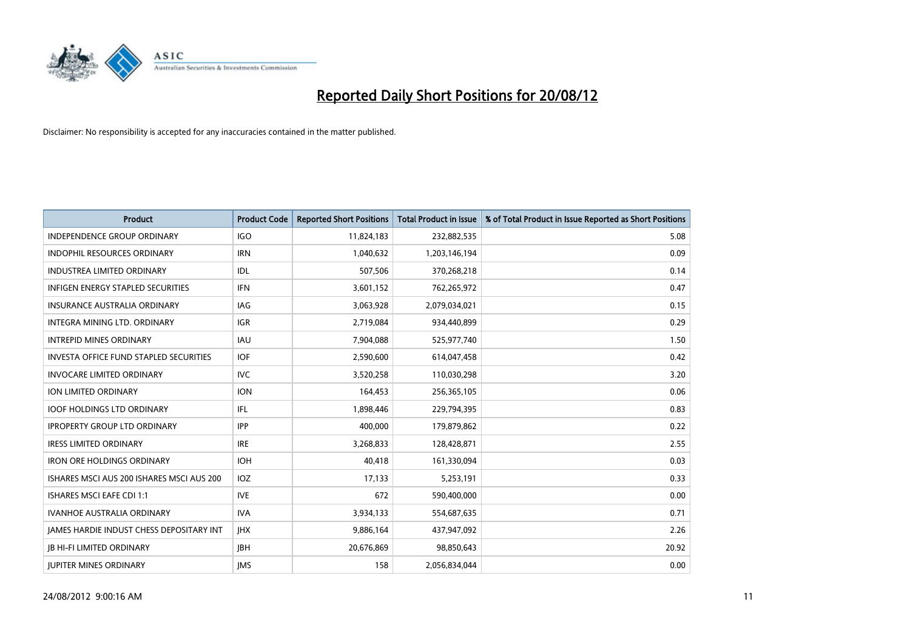# Reported Daily Short Positions for 20/08/12

Disclaimer: No responsibility is accepted for any inaccuracies contained in the matter published.

| Product | Product Code | Reported Short Positions | Total Product in Issue | % of Total Product in Issue Reported as Short Positions |
|---|---|---|---|---|
| INDEPENDENCE GROUP ORDINARY | IGO | 11,824,183 | 232,882,535 | 5.08 |
| INDOPHIL RESOURCES ORDINARY | IRN | 1,040,632 | 1,203,146,194 | 0.09 |
| INDUSTREA LIMITED ORDINARY | IDL | 507,506 | 370,268,218 | 0.14 |
| INFIGEN ENERGY STAPLED SECURITIES | IFN | 3,601,152 | 762,265,972 | 0.47 |
| INSURANCE AUSTRALIA ORDINARY | IAG | 3,063,928 | 2,079,034,021 | 0.15 |
| INTEGRA MINING LTD. ORDINARY | IGR | 2,719,084 | 934,440,899 | 0.29 |
| INTREPID MINES ORDINARY | IAU | 7,904,088 | 525,977,740 | 1.50 |
| INVESTA OFFICE FUND STAPLED SECURITIES | IOF | 2,590,600 | 614,047,458 | 0.42 |
| INVOCARE LIMITED ORDINARY | IVC | 3,520,258 | 110,030,298 | 3.20 |
| ION LIMITED ORDINARY | ION | 164,453 | 256,365,105 | 0.06 |
| IOOF HOLDINGS LTD ORDINARY | IFL | 1,898,446 | 229,794,395 | 0.83 |
| IPROPERTY GROUP LTD ORDINARY | IPP | 400,000 | 179,879,862 | 0.22 |
| IRESS LIMITED ORDINARY | IRE | 3,268,833 | 128,428,871 | 2.55 |
| IRON ORE HOLDINGS ORDINARY | IOH | 40,418 | 161,330,094 | 0.03 |
| ISHARES MSCI AUS 200 ISHARES MSCI AUS 200 | IOZ | 17,133 | 5,253,191 | 0.33 |
| ISHARES MSCI EAFE CDI 1:1 | IVE | 672 | 590,400,000 | 0.00 |
| IVANHOE AUSTRALIA ORDINARY | IVA | 3,934,133 | 554,687,635 | 0.71 |
| JAMES HARDIE INDUST CHESS DEPOSITARY INT | JHX | 9,886,164 | 437,947,092 | 2.26 |
| JB HI-FI LIMITED ORDINARY | JBH | 20,676,869 | 98,850,643 | 20.92 |
| JUPITER MINES ORDINARY | JMS | 158 | 2,056,834,044 | 0.00 |

24/08/2012 9:00:16 AM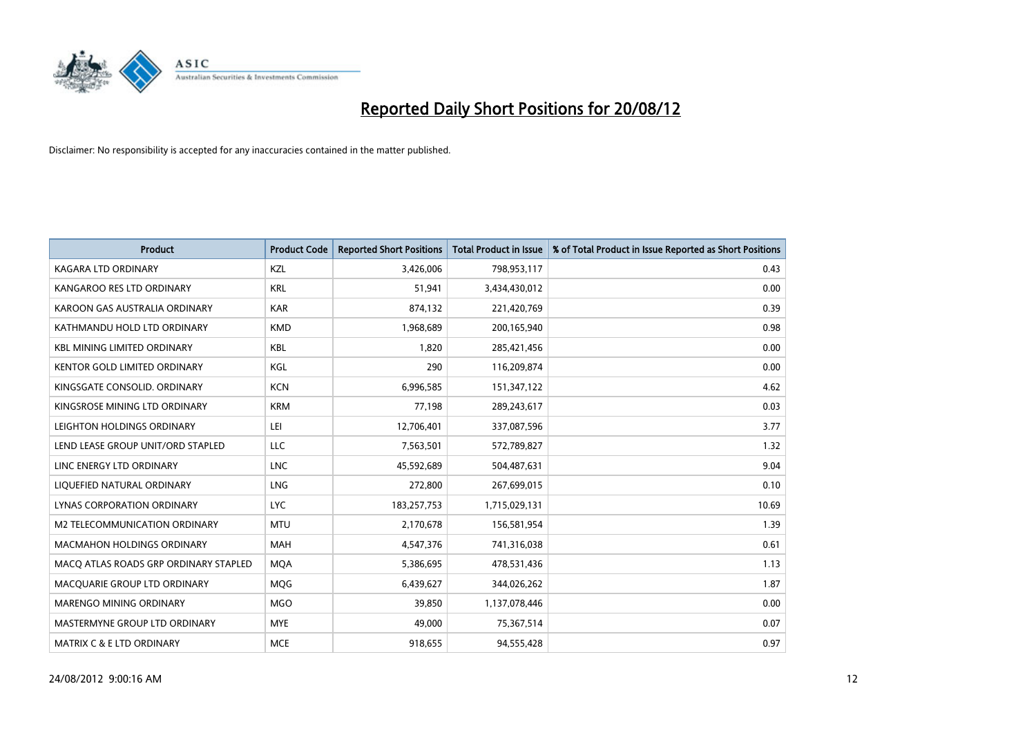# Reported Daily Short Positions for 20/08/12

Disclaimer: No responsibility is accepted for any inaccuracies contained in the matter published.

| Product | Product Code | Reported Short Positions | Total Product in Issue | % of Total Product in Issue Reported as Short Positions |
|---|---|---|---|---|
| KAGARA LTD ORDINARY | KZL | 3,426,006 | 798,953,117 | 0.43 |
| KANGAROO RES LTD ORDINARY | KRL | 51,941 | 3,434,430,012 | 0.00 |
| KAROON GAS AUSTRALIA ORDINARY | KAR | 874,132 | 221,420,769 | 0.39 |
| KATHMANDU HOLD LTD ORDINARY | KMD | 1,968,689 | 200,165,940 | 0.98 |
| KBL MINING LIMITED ORDINARY | KBL | 1,820 | 285,421,456 | 0.00 |
| KENTOR GOLD LIMITED ORDINARY | KGL | 290 | 116,209,874 | 0.00 |
| KINGSGATE CONSOLID. ORDINARY | KCN | 6,996,585 | 151,347,122 | 4.62 |
| KINGSROSE MINING LTD ORDINARY | KRM | 77,198 | 289,243,617 | 0.03 |
| LEIGHTON HOLDINGS ORDINARY | LEI | 12,706,401 | 337,087,596 | 3.77 |
| LEND LEASE GROUP UNIT/ORD STAPLED | LLC | 7,563,501 | 572,789,827 | 1.32 |
| LINC ENERGY LTD ORDINARY | LNC | 45,592,689 | 504,487,631 | 9.04 |
| LIQUEFIED NATURAL ORDINARY | LNG | 272,800 | 267,699,015 | 0.10 |
| LYNAS CORPORATION ORDINARY | LYC | 183,257,753 | 1,715,029,131 | 10.69 |
| M2 TELECOMMUNICATION ORDINARY | MTU | 2,170,678 | 156,581,954 | 1.39 |
| MACMAHON HOLDINGS ORDINARY | MAH | 4,547,376 | 741,316,038 | 0.61 |
| MACQ ATLAS ROADS GRP ORDINARY STAPLED | MQA | 5,386,695 | 478,531,436 | 1.13 |
| MACQUARIE GROUP LTD ORDINARY | MQG | 6,439,627 | 344,026,262 | 1.87 |
| MARENGO MINING ORDINARY | MGO | 39,850 | 1,137,078,446 | 0.00 |
| MASTERMYNE GROUP LTD ORDINARY | MYE | 49,000 | 75,367,514 | 0.07 |
| MATRIX C & E LTD ORDINARY | MCE | 918,655 | 94,555,428 | 0.97 |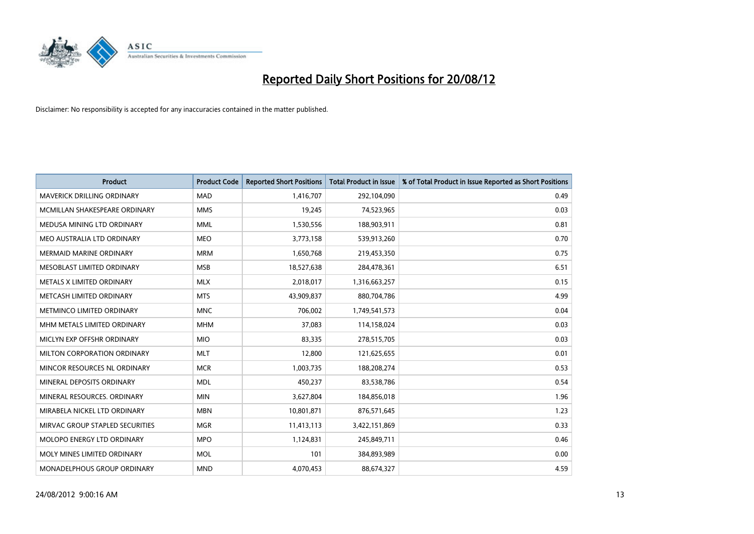# Reported Daily Short Positions for 20/08/12

Disclaimer: No responsibility is accepted for any inaccuracies contained in the matter published.

| Product | Product Code | Reported Short Positions | Total Product in Issue | % of Total Product in Issue Reported as Short Positions |
|---|---|---|---|---|
| MAVERICK DRILLING ORDINARY | MAD | 1,416,707 | 292,104,090 | 0.49 |
| MCMILLAN SHAKESPEARE ORDINARY | MMS | 19,245 | 74,523,965 | 0.03 |
| MEDUSA MINING LTD ORDINARY | MML | 1,530,556 | 188,903,911 | 0.81 |
| MEO AUSTRALIA LTD ORDINARY | MEO | 3,773,158 | 539,913,260 | 0.70 |
| MERMAID MARINE ORDINARY | MRM | 1,650,768 | 219,453,350 | 0.75 |
| MESOBLAST LIMITED ORDINARY | MSB | 18,527,638 | 284,478,361 | 6.51 |
| METALS X LIMITED ORDINARY | MLX | 2,018,017 | 1,316,663,257 | 0.15 |
| METCASH LIMITED ORDINARY | MTS | 43,909,837 | 880,704,786 | 4.99 |
| METMINCO LIMITED ORDINARY | MNC | 706,002 | 1,749,541,573 | 0.04 |
| MHM METALS LIMITED ORDINARY | MHM | 37,083 | 114,158,024 | 0.03 |
| MICLYN EXP OFFSHR ORDINARY | MIO | 83,335 | 278,515,705 | 0.03 |
| MILTON CORPORATION ORDINARY | MLT | 12,800 | 121,625,655 | 0.01 |
| MINCOR RESOURCES NL ORDINARY | MCR | 1,003,735 | 188,208,274 | 0.53 |
| MINERAL DEPOSITS ORDINARY | MDL | 450,237 | 83,538,786 | 0.54 |
| MINERAL RESOURCES. ORDINARY | MIN | 3,627,804 | 184,856,018 | 1.96 |
| MIRABELA NICKEL LTD ORDINARY | MBN | 10,801,871 | 876,571,645 | 1.23 |
| MIRVAC GROUP STAPLED SECURITIES | MGR | 11,413,113 | 3,422,151,869 | 0.33 |
| MOLOPO ENERGY LTD ORDINARY | MPO | 1,124,831 | 245,849,711 | 0.46 |
| MOLY MINES LIMITED ORDINARY | MOL | 101 | 384,893,989 | 0.00 |
| MONADELPHOUS GROUP ORDINARY | MND | 4,070,453 | 88,674,327 | 4.59 |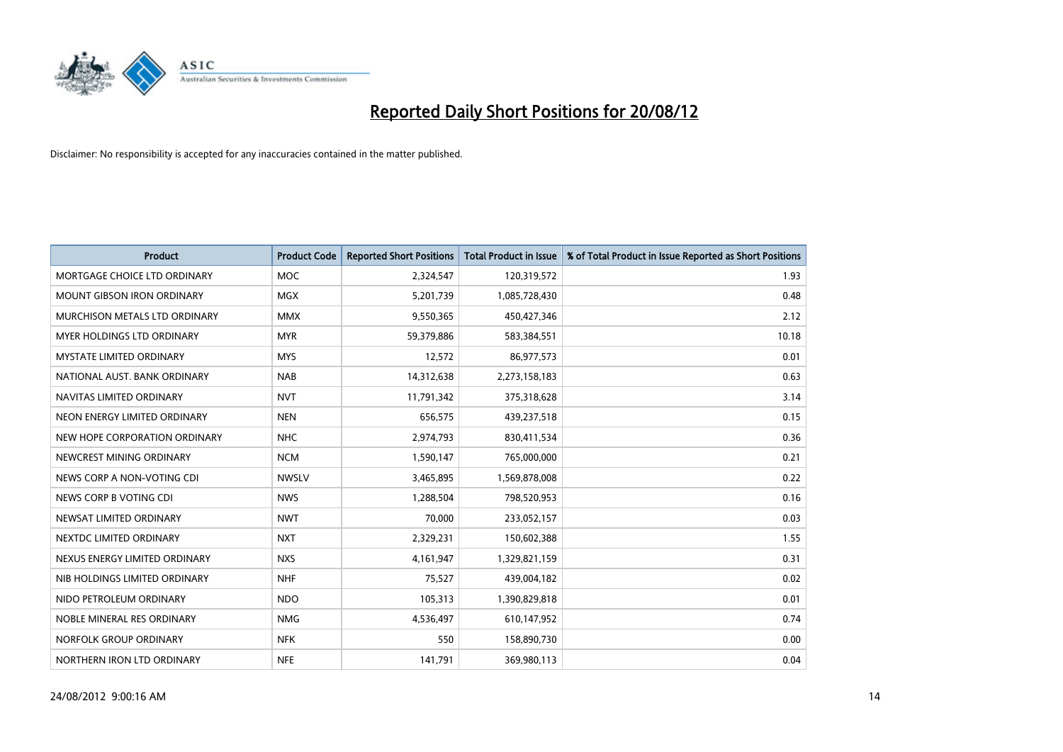# Reported Daily Short Positions for 20/08/12

Disclaimer: No responsibility is accepted for any inaccuracies contained in the matter published.

| Product | Product Code | Reported Short Positions | Total Product in Issue | % of Total Product in Issue Reported as Short Positions |
|---|---|---|---|---|
| MORTGAGE CHOICE LTD ORDINARY | MOC | 2,324,547 | 120,319,572 | 1.93 |
| MOUNT GIBSON IRON ORDINARY | MGX | 5,201,739 | 1,085,728,430 | 0.48 |
| MURCHISON METALS LTD ORDINARY | MMX | 9,550,365 | 450,427,346 | 2.12 |
| MYER HOLDINGS LTD ORDINARY | MYR | 59,379,886 | 583,384,551 | 10.18 |
| MYSTATE LIMITED ORDINARY | MYS | 12,572 | 86,977,573 | 0.01 |
| NATIONAL AUST. BANK ORDINARY | NAB | 14,312,638 | 2,273,158,183 | 0.63 |
| NAVITAS LIMITED ORDINARY | NVT | 11,791,342 | 375,318,628 | 3.14 |
| NEON ENERGY LIMITED ORDINARY | NEN | 656,575 | 439,237,518 | 0.15 |
| NEW HOPE CORPORATION ORDINARY | NHC | 2,974,793 | 830,411,534 | 0.36 |
| NEWCREST MINING ORDINARY | NCM | 1,590,147 | 765,000,000 | 0.21 |
| NEWS CORP A NON-VOTING CDI | NWSLV | 3,465,895 | 1,569,878,008 | 0.22 |
| NEWS CORP B VOTING CDI | NWS | 1,288,504 | 798,520,953 | 0.16 |
| NEWSAT LIMITED ORDINARY | NWT | 70,000 | 233,052,157 | 0.03 |
| NEXTDC LIMITED ORDINARY | NXT | 2,329,231 | 150,602,388 | 1.55 |
| NEXUS ENERGY LIMITED ORDINARY | NXS | 4,161,947 | 1,329,821,159 | 0.31 |
| NIB HOLDINGS LIMITED ORDINARY | NHF | 75,527 | 439,004,182 | 0.02 |
| NIDO PETROLEUM ORDINARY | NDO | 105,313 | 1,390,829,818 | 0.01 |
| NOBLE MINERAL RES ORDINARY | NMG | 4,536,497 | 610,147,952 | 0.74 |
| NORFOLK GROUP ORDINARY | NFK | 550 | 158,890,730 | 0.00 |
| NORTHERN IRON LTD ORDINARY | NFE | 141,791 | 369,980,113 | 0.04 |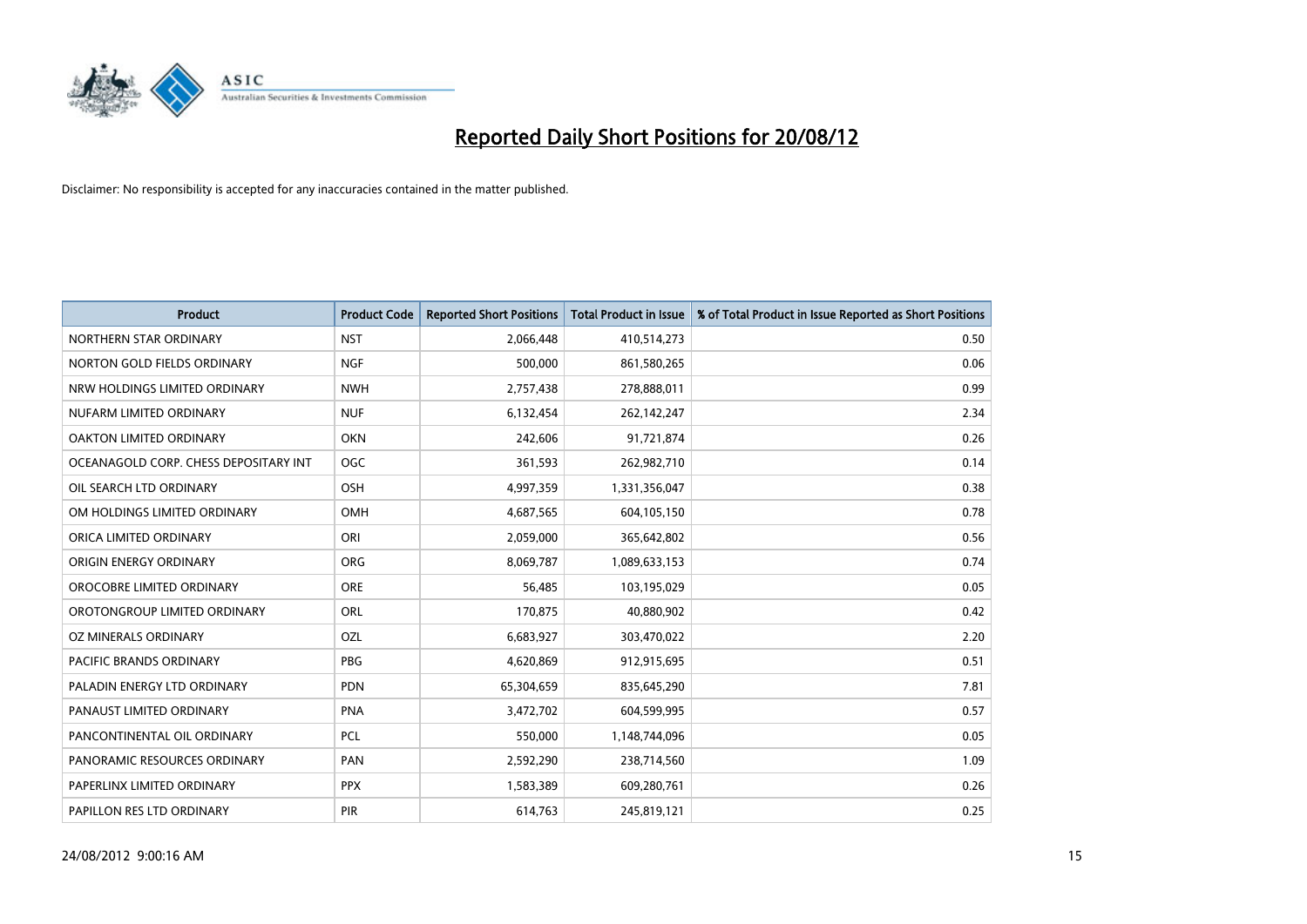# Reported Daily Short Positions for 20/08/12

Disclaimer: No responsibility is accepted for any inaccuracies contained in the matter published.

| Product | Product Code | Reported Short Positions | Total Product in Issue | % of Total Product in Issue Reported as Short Positions |
|---|---|---|---|---|
| NORTHERN STAR ORDINARY | NST | 2,066,448 | 410,514,273 | 0.50 |
| NORTON GOLD FIELDS ORDINARY | NGF | 500,000 | 861,580,265 | 0.06 |
| NRW HOLDINGS LIMITED ORDINARY | NWH | 2,757,438 | 278,888,011 | 0.99 |
| NUFARM LIMITED ORDINARY | NUF | 6,132,454 | 262,142,247 | 2.34 |
| OAKTON LIMITED ORDINARY | OKN | 242,606 | 91,721,874 | 0.26 |
| OCEANAGOLD CORP. CHESS DEPOSITARY INT | OGC | 361,593 | 262,982,710 | 0.14 |
| OIL SEARCH LTD ORDINARY | OSH | 4,997,359 | 1,331,356,047 | 0.38 |
| OM HOLDINGS LIMITED ORDINARY | OMH | 4,687,565 | 604,105,150 | 0.78 |
| ORICA LIMITED ORDINARY | ORI | 2,059,000 | 365,642,802 | 0.56 |
| ORIGIN ENERGY ORDINARY | ORG | 8,069,787 | 1,089,633,153 | 0.74 |
| OROCOBRE LIMITED ORDINARY | ORE | 56,485 | 103,195,029 | 0.05 |
| OROTONGROUP LIMITED ORDINARY | ORL | 170,875 | 40,880,902 | 0.42 |
| OZ MINERALS ORDINARY | OZL | 6,683,927 | 303,470,022 | 2.20 |
| PACIFIC BRANDS ORDINARY | PBG | 4,620,869 | 912,915,695 | 0.51 |
| PALADIN ENERGY LTD ORDINARY | PDN | 65,304,659 | 835,645,290 | 7.81 |
| PANAUST LIMITED ORDINARY | PNA | 3,472,702 | 604,599,995 | 0.57 |
| PANCONTINENTAL OIL ORDINARY | PCL | 550,000 | 1,148,744,096 | 0.05 |
| PANORAMIC RESOURCES ORDINARY | PAN | 2,592,290 | 238,714,560 | 1.09 |
| PAPERLINX LIMITED ORDINARY | PPX | 1,583,389 | 609,280,761 | 0.26 |
| PAPILLON RES LTD ORDINARY | PIR | 614,763 | 245,819,121 | 0.25 |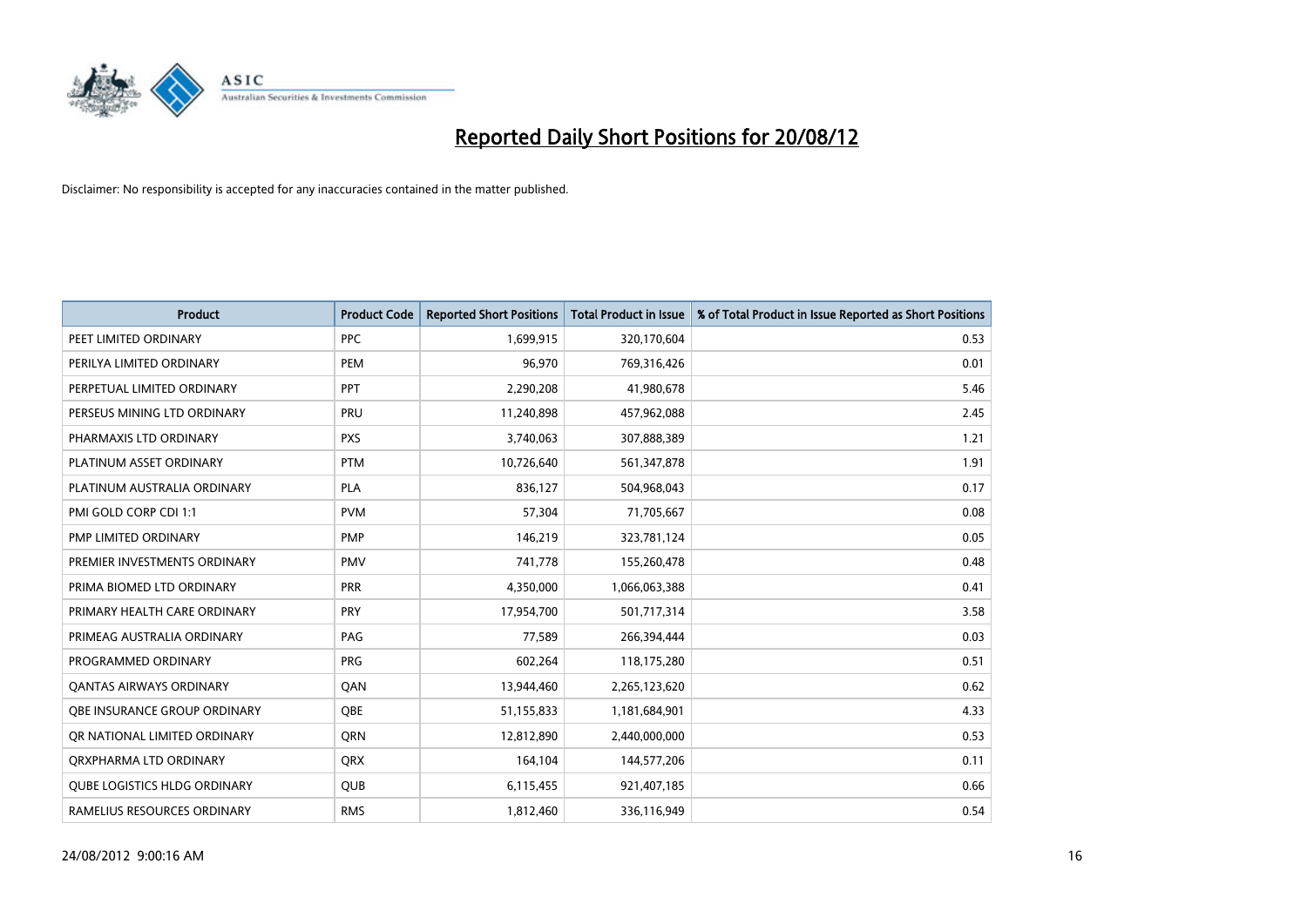# Reported Daily Short Positions for 20/08/12

Disclaimer: No responsibility is accepted for any inaccuracies contained in the matter published.

| Product | Product Code | Reported Short Positions | Total Product in Issue | % of Total Product in Issue Reported as Short Positions |
| --- | --- | --- | --- | --- |
| PEET LIMITED ORDINARY | PPC | 1,699,915 | 320,170,604 | 0.53 |
| PERILYA LIMITED ORDINARY | PEM | 96,970 | 769,316,426 | 0.01 |
| PERPETUAL LIMITED ORDINARY | PPT | 2,290,208 | 41,980,678 | 5.46 |
| PERSEUS MINING LTD ORDINARY | PRU | 11,240,898 | 457,962,088 | 2.45 |
| PHARMAXIS LTD ORDINARY | PXS | 3,740,063 | 307,888,389 | 1.21 |
| PLATINUM ASSET ORDINARY | PTM | 10,726,640 | 561,347,878 | 1.91 |
| PLATINUM AUSTRALIA ORDINARY | PLA | 836,127 | 504,968,043 | 0.17 |
| PMI GOLD CORP CDI 1:1 | PVM | 57,304 | 71,705,667 | 0.08 |
| PMP LIMITED ORDINARY | PMP | 146,219 | 323,781,124 | 0.05 |
| PREMIER INVESTMENTS ORDINARY | PMV | 741,778 | 155,260,478 | 0.48 |
| PRIMA BIOMED LTD ORDINARY | PRR | 4,350,000 | 1,066,063,388 | 0.41 |
| PRIMARY HEALTH CARE ORDINARY | PRY | 17,954,700 | 501,717,314 | 3.58 |
| PRIMEAG AUSTRALIA ORDINARY | PAG | 77,589 | 266,394,444 | 0.03 |
| PROGRAMMED ORDINARY | PRG | 602,264 | 118,175,280 | 0.51 |
| QANTAS AIRWAYS ORDINARY | QAN | 13,944,460 | 2,265,123,620 | 0.62 |
| QBE INSURANCE GROUP ORDINARY | QBE | 51,155,833 | 1,181,684,901 | 4.33 |
| QR NATIONAL LIMITED ORDINARY | QRN | 12,812,890 | 2,440,000,000 | 0.53 |
| QRXPHARMA LTD ORDINARY | QRX | 164,104 | 144,577,206 | 0.11 |
| QUBE LOGISTICS HLDG ORDINARY | QUB | 6,115,455 | 921,407,185 | 0.66 |
| RAMELIUS RESOURCES ORDINARY | RMS | 1,812,460 | 336,116,949 | 0.54 |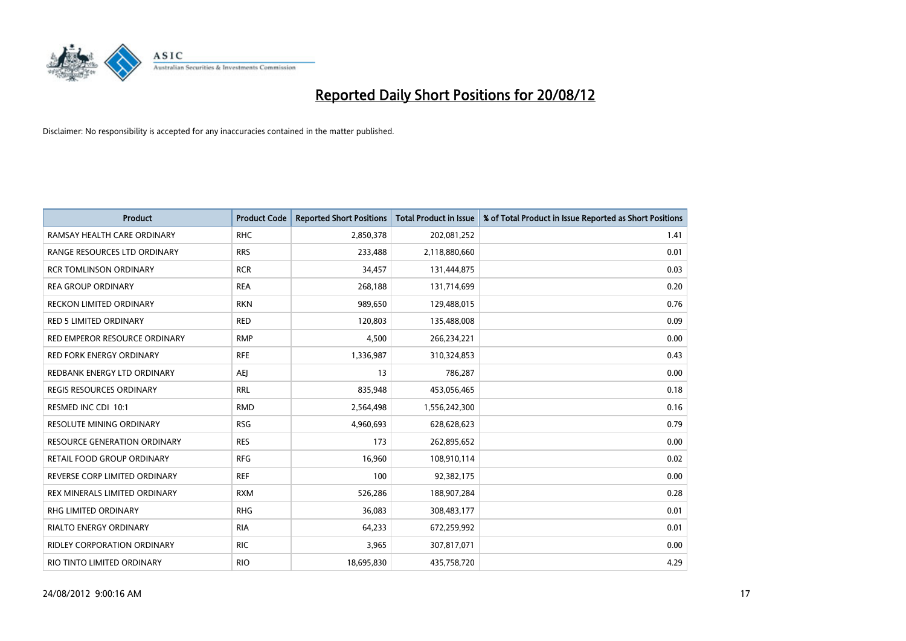# Reported Daily Short Positions for 20/08/12

Disclaimer: No responsibility is accepted for any inaccuracies contained in the matter published.

| Product | Product Code | Reported Short Positions | Total Product in Issue | % of Total Product in Issue Reported as Short Positions |
|---|---|---|---|---|
| RAMSAY HEALTH CARE ORDINARY | RHC | 2,850,378 | 202,081,252 | 1.41 |
| RANGE RESOURCES LTD ORDINARY | RRS | 233,488 | 2,118,880,660 | 0.01 |
| RCR TOMLINSON ORDINARY | RCR | 34,457 | 131,444,875 | 0.03 |
| REA GROUP ORDINARY | REA | 268,188 | 131,714,699 | 0.20 |
| RECKON LIMITED ORDINARY | RKN | 989,650 | 129,488,015 | 0.76 |
| RED 5 LIMITED ORDINARY | RED | 120,803 | 135,488,008 | 0.09 |
| RED EMPEROR RESOURCE ORDINARY | RMP | 4,500 | 266,234,221 | 0.00 |
| RED FORK ENERGY ORDINARY | RFE | 1,336,987 | 310,324,853 | 0.43 |
| REDBANK ENERGY LTD ORDINARY | AEJ | 13 | 786,287 | 0.00 |
| REGIS RESOURCES ORDINARY | RRL | 835,948 | 453,056,465 | 0.18 |
| RESMED INC CDI 10:1 | RMD | 2,564,498 | 1,556,242,300 | 0.16 |
| RESOLUTE MINING ORDINARY | RSG | 4,960,693 | 628,628,623 | 0.79 |
| RESOURCE GENERATION ORDINARY | RES | 173 | 262,895,652 | 0.00 |
| RETAIL FOOD GROUP ORDINARY | RFG | 16,960 | 108,910,114 | 0.02 |
| REVERSE CORP LIMITED ORDINARY | REF | 100 | 92,382,175 | 0.00 |
| REX MINERALS LIMITED ORDINARY | RXM | 526,286 | 188,907,284 | 0.28 |
| RHG LIMITED ORDINARY | RHG | 36,083 | 308,483,177 | 0.01 |
| RIALTO ENERGY ORDINARY | RIA | 64,233 | 672,259,992 | 0.01 |
| RIDLEY CORPORATION ORDINARY | RIC | 3,965 | 307,817,071 | 0.00 |
| RIO TINTO LIMITED ORDINARY | RIO | 18,695,830 | 435,758,720 | 4.29 |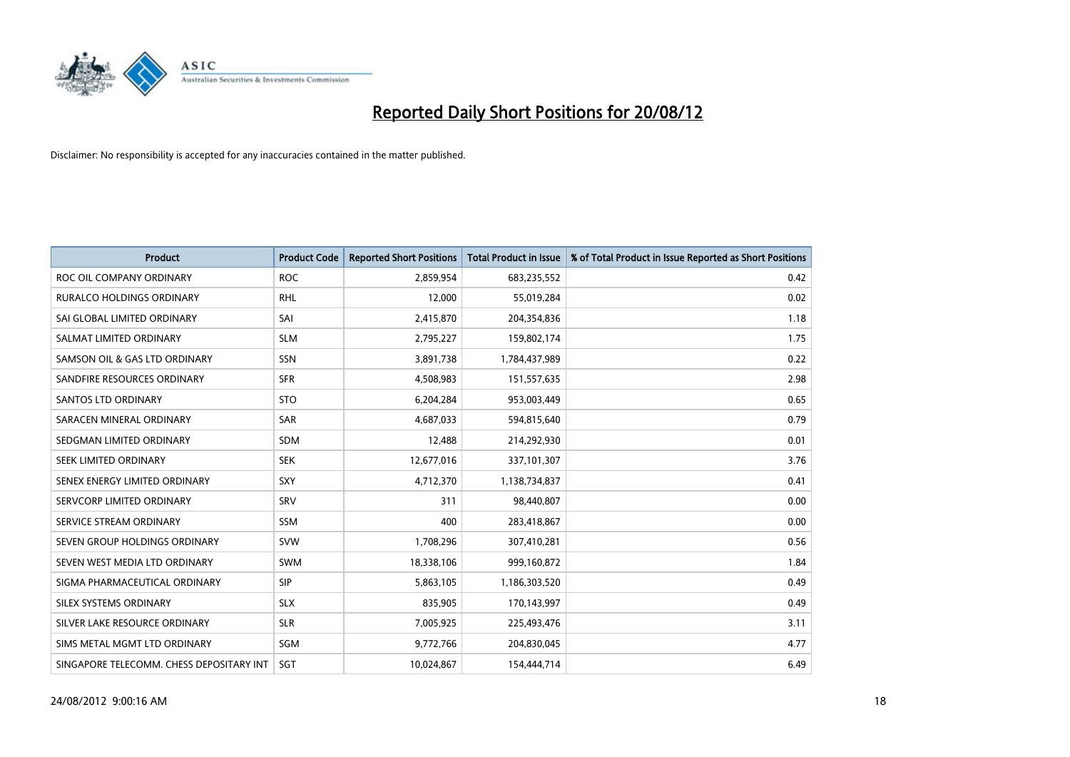# Reported Daily Short Positions for 20/08/12

Disclaimer: No responsibility is accepted for any inaccuracies contained in the matter published.

| Product | Product Code | Reported Short Positions | Total Product in Issue | % of Total Product in Issue Reported as Short Positions |
|---|---|---|---|---|
| ROC OIL COMPANY ORDINARY | ROC | 2,859,954 | 683,235,552 | 0.42 |
| RURALCO HOLDINGS ORDINARY | RHL | 12,000 | 55,019,284 | 0.02 |
| SAI GLOBAL LIMITED ORDINARY | SAI | 2,415,870 | 204,354,836 | 1.18 |
| SALMAT LIMITED ORDINARY | SLM | 2,795,227 | 159,802,174 | 1.75 |
| SAMSON OIL & GAS LTD ORDINARY | SSN | 3,891,738 | 1,784,437,989 | 0.22 |
| SANDFIRE RESOURCES ORDINARY | SFR | 4,508,983 | 151,557,635 | 2.98 |
| SANTOS LTD ORDINARY | STO | 6,204,284 | 953,003,449 | 0.65 |
| SARACEN MINERAL ORDINARY | SAR | 4,687,033 | 594,815,640 | 0.79 |
| SEDGMAN LIMITED ORDINARY | SDM | 12,488 | 214,292,930 | 0.01 |
| SEEK LIMITED ORDINARY | SEK | 12,677,016 | 337,101,307 | 3.76 |
| SENEX ENERGY LIMITED ORDINARY | SXY | 4,712,370 | 1,138,734,837 | 0.41 |
| SERVCORP LIMITED ORDINARY | SRV | 311 | 98,440,807 | 0.00 |
| SERVICE STREAM ORDINARY | SSM | 400 | 283,418,867 | 0.00 |
| SEVEN GROUP HOLDINGS ORDINARY | SVW | 1,708,296 | 307,410,281 | 0.56 |
| SEVEN WEST MEDIA LTD ORDINARY | SWM | 18,338,106 | 999,160,872 | 1.84 |
| SIGMA PHARMACEUTICAL ORDINARY | SIP | 5,863,105 | 1,186,303,520 | 0.49 |
| SILEX SYSTEMS ORDINARY | SLX | 835,905 | 170,143,997 | 0.49 |
| SILVER LAKE RESOURCE ORDINARY | SLR | 7,005,925 | 225,493,476 | 3.11 |
| SIMS METAL MGMT LTD ORDINARY | SGM | 9,772,766 | 204,830,045 | 4.77 |
| SINGAPORE TELECOMM. CHESS DEPOSITARY INT | SGT | 10,024,867 | 154,444,714 | 6.49 |

24/08/2012 9:00:16 AM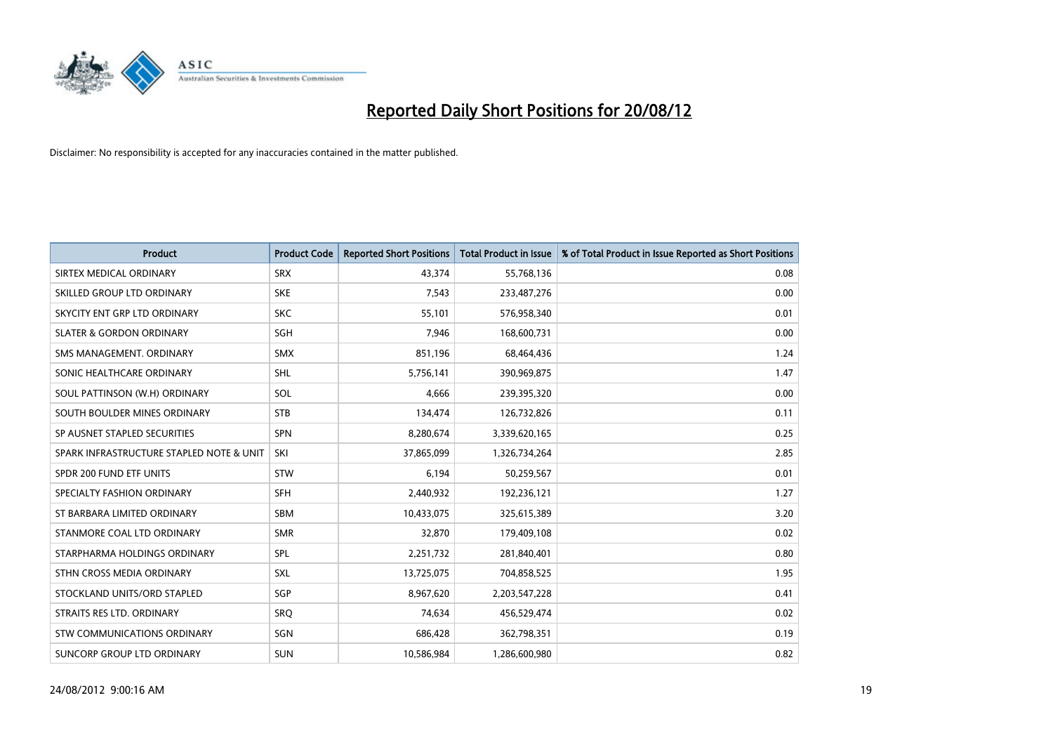# Reported Daily Short Positions for 20/08/12

Disclaimer: No responsibility is accepted for any inaccuracies contained in the matter published.

| Product | Product Code | Reported Short Positions | Total Product in Issue | % of Total Product in Issue Reported as Short Positions |
|---|---|---|---|---|
| SIRTEX MEDICAL ORDINARY | SRX | 43,374 | 55,768,136 | 0.08 |
| SKILLED GROUP LTD ORDINARY | SKE | 7,543 | 233,487,276 | 0.00 |
| SKYCITY ENT GRP LTD ORDINARY | SKC | 55,101 | 576,958,340 | 0.01 |
| SLATER & GORDON ORDINARY | SGH | 7,946 | 168,600,731 | 0.00 |
| SMS MANAGEMENT. ORDINARY | SMX | 851,196 | 68,464,436 | 1.24 |
| SONIC HEALTHCARE ORDINARY | SHL | 5,756,141 | 390,969,875 | 1.47 |
| SOUL PATTINSON (W.H) ORDINARY | SOL | 4,666 | 239,395,320 | 0.00 |
| SOUTH BOULDER MINES ORDINARY | STB | 134,474 | 126,732,826 | 0.11 |
| SP AUSNET STAPLED SECURITIES | SPN | 8,280,674 | 3,339,620,165 | 0.25 |
| SPARK INFRASTRUCTURE STAPLED NOTE & UNIT | SKI | 37,865,099 | 1,326,734,264 | 2.85 |
| SPDR 200 FUND ETF UNITS | STW | 6,194 | 50,259,567 | 0.01 |
| SPECIALTY FASHION ORDINARY | SFH | 2,440,932 | 192,236,121 | 1.27 |
| ST BARBARA LIMITED ORDINARY | SBM | 10,433,075 | 325,615,389 | 3.20 |
| STANMORE COAL LTD ORDINARY | SMR | 32,870 | 179,409,108 | 0.02 |
| STARPHARMA HOLDINGS ORDINARY | SPL | 2,251,732 | 281,840,401 | 0.80 |
| STHN CROSS MEDIA ORDINARY | SXL | 13,725,075 | 704,858,525 | 1.95 |
| STOCKLAND UNITS/ORD STAPLED | SGP | 8,967,620 | 2,203,547,228 | 0.41 |
| STRAITS RES LTD. ORDINARY | SRQ | 74,634 | 456,529,474 | 0.02 |
| STW COMMUNICATIONS ORDINARY | SGN | 686,428 | 362,798,351 | 0.19 |
| SUNCORP GROUP LTD ORDINARY | SUN | 10,586,984 | 1,286,600,980 | 0.82 |

24/08/2012 9:00:16 AM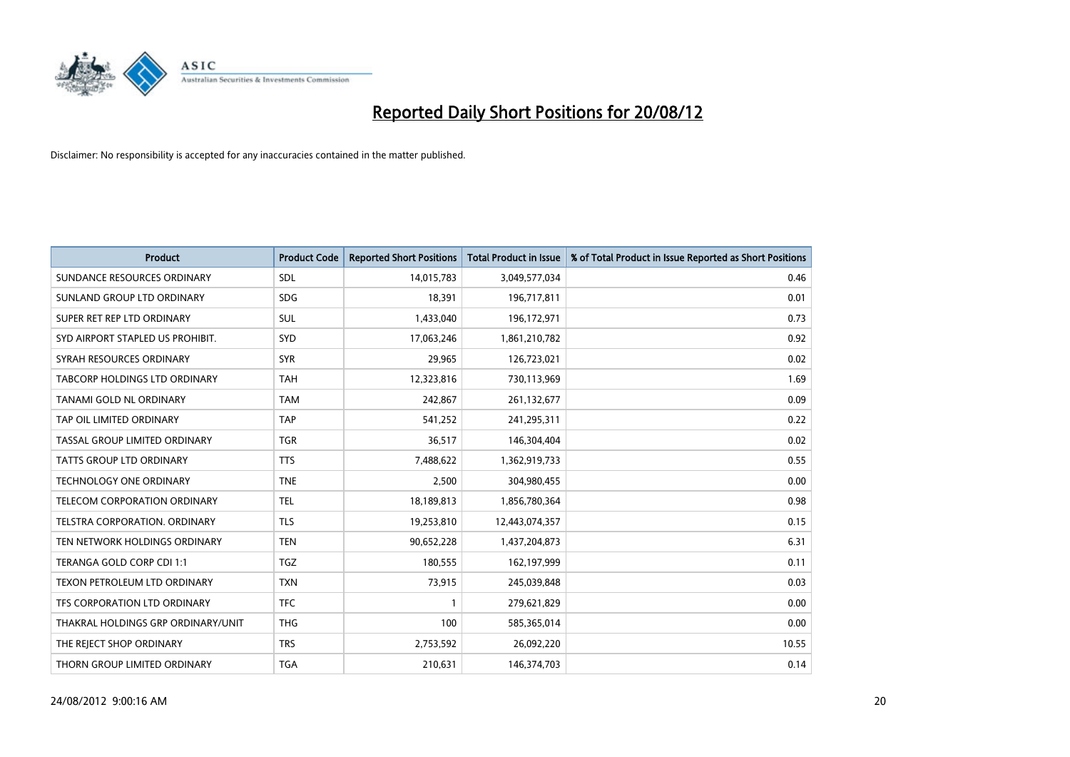# Reported Daily Short Positions for 20/08/12

Disclaimer: No responsibility is accepted for any inaccuracies contained in the matter published.

| Product | Product Code | Reported Short Positions | Total Product in Issue | % of Total Product in Issue Reported as Short Positions |
|---|---|---|---|---|
| SUNDANCE RESOURCES ORDINARY | SDL | 14,015,783 | 3,049,577,034 | 0.46 |
| SUNLAND GROUP LTD ORDINARY | SDG | 18,391 | 196,717,811 | 0.01 |
| SUPER RET REP LTD ORDINARY | SUL | 1,433,040 | 196,172,971 | 0.73 |
| SYD AIRPORT STAPLED US PROHIBIT. | SYD | 17,063,246 | 1,861,210,782 | 0.92 |
| SYRAH RESOURCES ORDINARY | SYR | 29,965 | 126,723,021 | 0.02 |
| TABCORP HOLDINGS LTD ORDINARY | TAH | 12,323,816 | 730,113,969 | 1.69 |
| TANAMI GOLD NL ORDINARY | TAM | 242,867 | 261,132,677 | 0.09 |
| TAP OIL LIMITED ORDINARY | TAP | 541,252 | 241,295,311 | 0.22 |
| TASSAL GROUP LIMITED ORDINARY | TGR | 36,517 | 146,304,404 | 0.02 |
| TATTS GROUP LTD ORDINARY | TTS | 7,488,622 | 1,362,919,733 | 0.55 |
| TECHNOLOGY ONE ORDINARY | TNE | 2,500 | 304,980,455 | 0.00 |
| TELECOM CORPORATION ORDINARY | TEL | 18,189,813 | 1,856,780,364 | 0.98 |
| TELSTRA CORPORATION. ORDINARY | TLS | 19,253,810 | 12,443,074,357 | 0.15 |
| TEN NETWORK HOLDINGS ORDINARY | TEN | 90,652,228 | 1,437,204,873 | 6.31 |
| TERANGA GOLD CORP CDI 1:1 | TGZ | 180,555 | 162,197,999 | 0.11 |
| TEXON PETROLEUM LTD ORDINARY | TXN | 73,915 | 245,039,848 | 0.03 |
| TFS CORPORATION LTD ORDINARY | TFC | 1 | 279,621,829 | 0.00 |
| THAKRAL HOLDINGS GRP ORDINARY/UNIT | THG | 100 | 585,365,014 | 0.00 |
| THE REJECT SHOP ORDINARY | TRS | 2,753,592 | 26,092,220 | 10.55 |
| THORN GROUP LIMITED ORDINARY | TGA | 210,631 | 146,374,703 | 0.14 |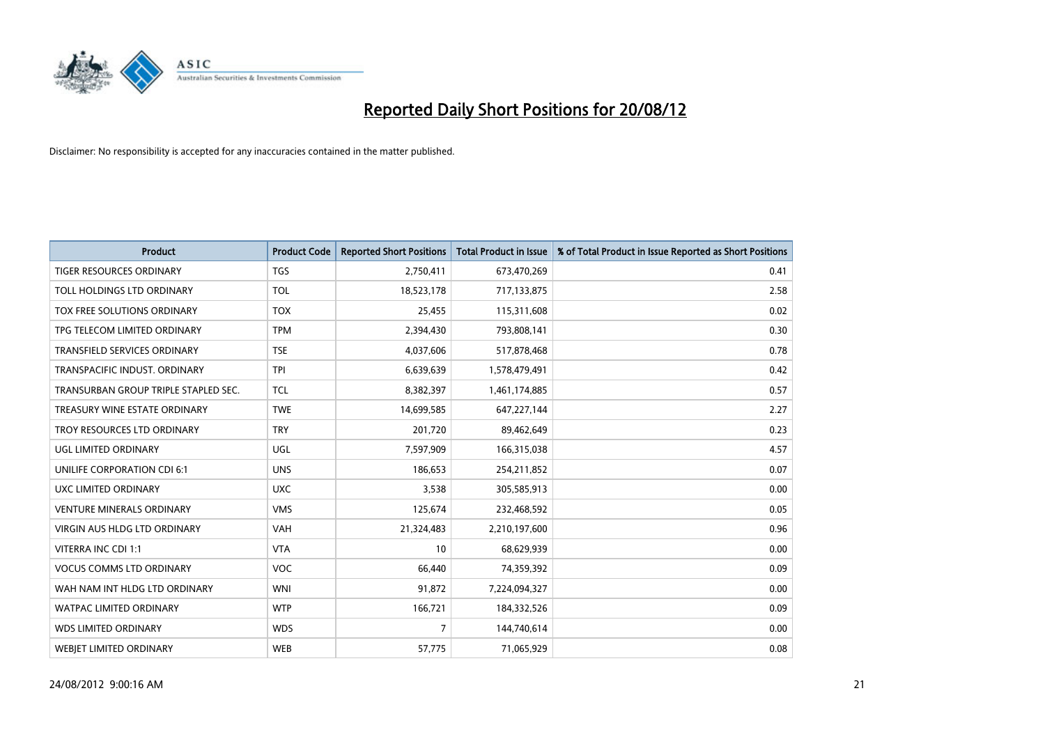# Reported Daily Short Positions for 20/08/12

Disclaimer: No responsibility is accepted for any inaccuracies contained in the matter published.

| Product | Product Code | Reported Short Positions | Total Product in Issue | % of Total Product in Issue Reported as Short Positions |
|---|---|---|---|---|
| TIGER RESOURCES ORDINARY | TGS | 2,750,411 | 673,470,269 | 0.41 |
| TOLL HOLDINGS LTD ORDINARY | TOL | 18,523,178 | 717,133,875 | 2.58 |
| TOX FREE SOLUTIONS ORDINARY | TOX | 25,455 | 115,311,608 | 0.02 |
| TPG TELECOM LIMITED ORDINARY | TPM | 2,394,430 | 793,808,141 | 0.30 |
| TRANSFIELD SERVICES ORDINARY | TSE | 4,037,606 | 517,878,468 | 0.78 |
| TRANSPACIFIC INDUST. ORDINARY | TPI | 6,639,639 | 1,578,479,491 | 0.42 |
| TRANSURBAN GROUP TRIPLE STAPLED SEC. | TCL | 8,382,397 | 1,461,174,885 | 0.57 |
| TREASURY WINE ESTATE ORDINARY | TWE | 14,699,585 | 647,227,144 | 2.27 |
| TROY RESOURCES LTD ORDINARY | TRY | 201,720 | 89,462,649 | 0.23 |
| UGL LIMITED ORDINARY | UGL | 7,597,909 | 166,315,038 | 4.57 |
| UNILIFE CORPORATION CDI 6:1 | UNS | 186,653 | 254,211,852 | 0.07 |
| UXC LIMITED ORDINARY | UXC | 3,538 | 305,585,913 | 0.00 |
| VENTURE MINERALS ORDINARY | VMS | 125,674 | 232,468,592 | 0.05 |
| VIRGIN AUS HLDG LTD ORDINARY | VAH | 21,324,483 | 2,210,197,600 | 0.96 |
| VITERRA INC CDI 1:1 | VTA | 10 | 68,629,939 | 0.00 |
| VOCUS COMMS LTD ORDINARY | VOC | 66,440 | 74,359,392 | 0.09 |
| WAH NAM INT HLDG LTD ORDINARY | WNI | 91,872 | 7,224,094,327 | 0.00 |
| WATPAC LIMITED ORDINARY | WTP | 166,721 | 184,332,526 | 0.09 |
| WDS LIMITED ORDINARY | WDS | 7 | 144,740,614 | 0.00 |
| WEBJET LIMITED ORDINARY | WEB | 57,775 | 71,065,929 | 0.08 |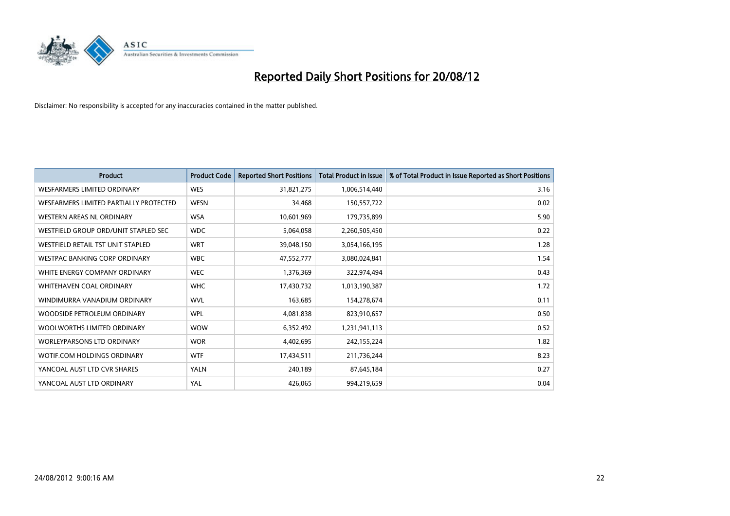# Reported Daily Short Positions for 20/08/12

Disclaimer: No responsibility is accepted for any inaccuracies contained in the matter published.

| Product | Product Code | Reported Short Positions | Total Product in Issue | % of Total Product in Issue Reported as Short Positions |
|---|---|---|---|---|
| WESFARMERS LIMITED ORDINARY | WES | 31,821,275 | 1,006,514,440 | 3.16 |
| WESFARMERS LIMITED PARTIALLY PROTECTED | WESN | 34,468 | 150,557,722 | 0.02 |
| WESTERN AREAS NL ORDINARY | WSA | 10,601,969 | 179,735,899 | 5.90 |
| WESTFIELD GROUP ORD/UNIT STAPLED SEC | WDC | 5,064,058 | 2,260,505,450 | 0.22 |
| WESTFIELD RETAIL TST UNIT STAPLED | WRT | 39,048,150 | 3,054,166,195 | 1.28 |
| WESTPAC BANKING CORP ORDINARY | WBC | 47,552,777 | 3,080,024,841 | 1.54 |
| WHITE ENERGY COMPANY ORDINARY | WEC | 1,376,369 | 322,974,494 | 0.43 |
| WHITEHAVEN COAL ORDINARY | WHC | 17,430,732 | 1,013,190,387 | 1.72 |
| WINDIMURRA VANADIUM ORDINARY | WVL | 163,685 | 154,278,674 | 0.11 |
| WOODSIDE PETROLEUM ORDINARY | WPL | 4,081,838 | 823,910,657 | 0.50 |
| WOOLWORTHS LIMITED ORDINARY | WOW | 6,352,492 | 1,231,941,113 | 0.52 |
| WORLEYPARSONS LTD ORDINARY | WOR | 4,402,695 | 242,155,224 | 1.82 |
| WOTIF.COM HOLDINGS ORDINARY | WTF | 17,434,511 | 211,736,244 | 8.23 |
| YANCOAL AUST LTD CVR SHARES | YALN | 240,189 | 87,645,184 | 0.27 |
| YANCOAL AUST LTD ORDINARY | YAL | 426,065 | 994,219,659 | 0.04 |